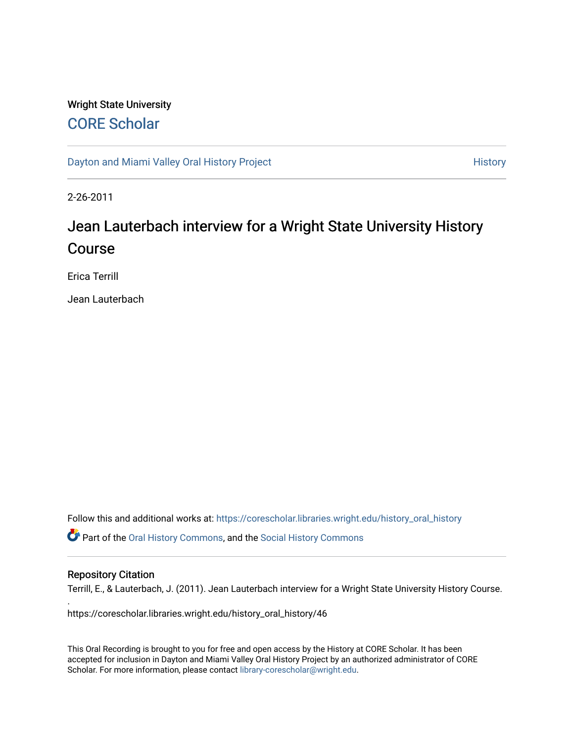Wright State University

# CORE Scholar

Dayton and Miami Valley Oral History Project

History

2-26-2011

# Jean Lauterbach interview for a Wright State University History Course

Erica Terrill

Jean Lauterbach

Follow this and additional works at: https://corescholar.libraries.wright.edu/history_oral_history

Part of the Oral History Commons, and the Social History Commons

## Repository Citation

Terrill, E., & Lauterbach, J. (2011). Jean Lauterbach interview for a Wright State University History Course.
.
https://corescholar.libraries.wright.edu/history_oral_history/46

This Oral Recording is brought to you for free and open access by the History at CORE Scholar. It has been accepted for inclusion in Dayton and Miami Valley Oral History Project by an authorized administrator of CORE Scholar. For more information, please contact library-corescholar@wright.edu.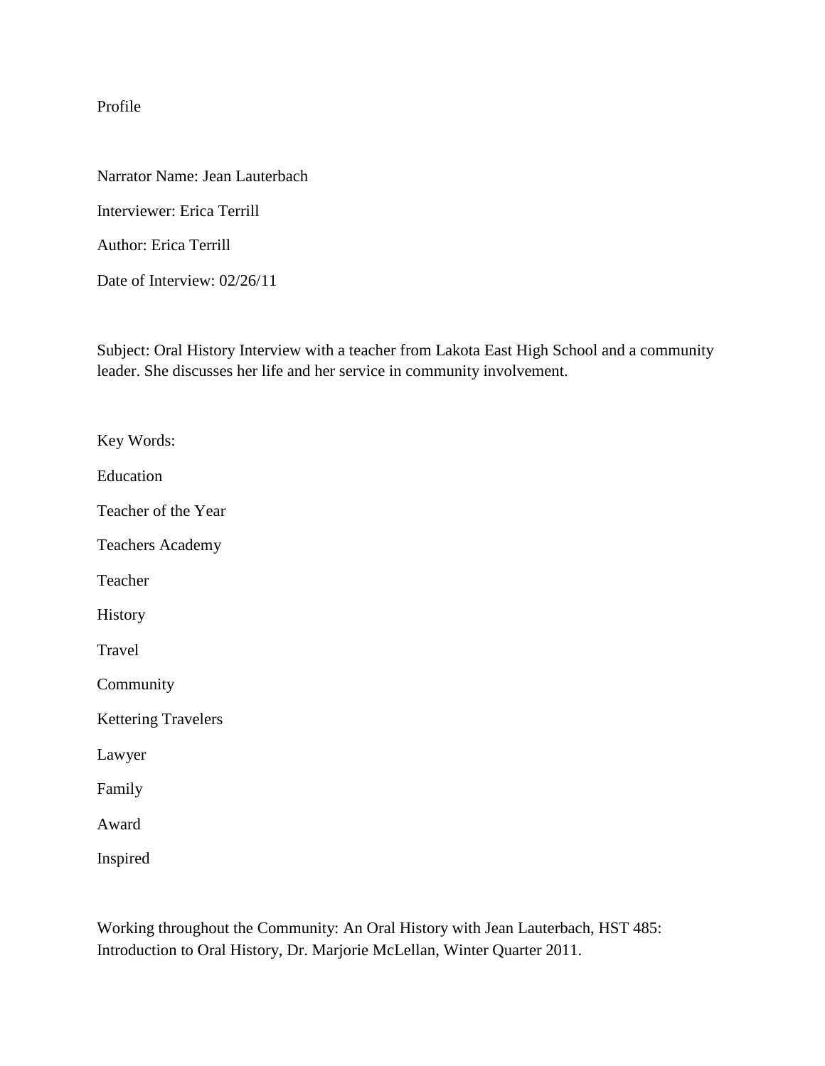Profile

Narrator Name: Jean Lauterbach

Interviewer: Erica Terrill

Author: Erica Terrill

Date of Interview: 02/26/11

Subject: Oral History Interview with a teacher from Lakota East High School and a community leader. She discusses her life and her service in community involvement.

Key Words:

Education

Teacher of the Year

Teachers Academy

Teacher

History

Travel

Community

Kettering Travelers

Lawyer

Family

Award

Inspired

Working throughout the Community: An Oral History with Jean Lauterbach, HST 485: Introduction to Oral History, Dr. Marjorie McLellan, Winter Quarter 2011.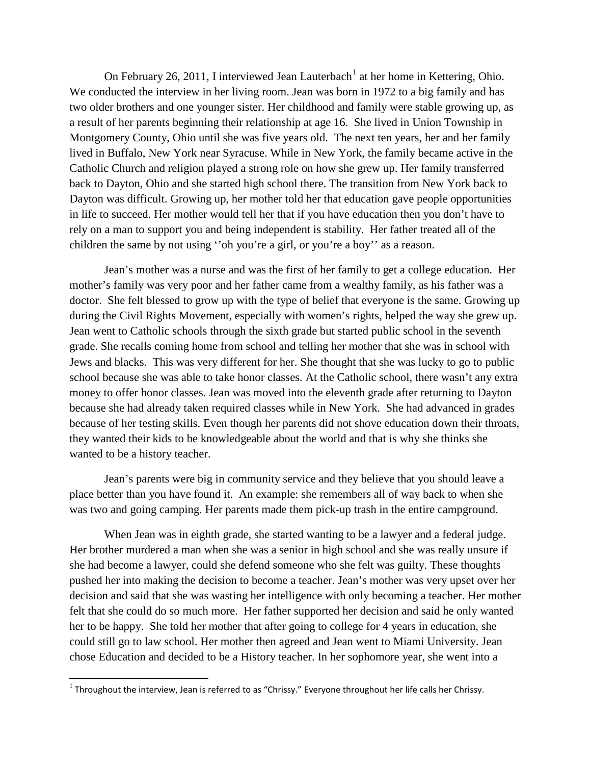On February 26, 2011, I interviewed Jean Lauterbach[1] at her home in Kettering, Ohio. We conducted the interview in her living room. Jean was born in 1972 to a big family and has two older brothers and one younger sister. Her childhood and family were stable growing up, as a result of her parents beginning their relationship at age 16. She lived in Union Township in Montgomery County, Ohio until she was five years old. The next ten years, her and her family lived in Buffalo, New York near Syracuse. While in New York, the family became active in the Catholic Church and religion played a strong role on how she grew up. Her family transferred back to Dayton, Ohio and she started high school there. The transition from New York back to Dayton was difficult. Growing up, her mother told her that education gave people opportunities in life to succeed. Her mother would tell her that if you have education then you don't have to rely on a man to support you and being independent is stability. Her father treated all of the children the same by not using ''oh you're a girl, or you're a boy'' as a reason.

Jean's mother was a nurse and was the first of her family to get a college education. Her mother's family was very poor and her father came from a wealthy family, as his father was a doctor. She felt blessed to grow up with the type of belief that everyone is the same. Growing up during the Civil Rights Movement, especially with women's rights, helped the way she grew up. Jean went to Catholic schools through the sixth grade but started public school in the seventh grade. She recalls coming home from school and telling her mother that she was in school with Jews and blacks. This was very different for her. She thought that she was lucky to go to public school because she was able to take honor classes. At the Catholic school, there wasn't any extra money to offer honor classes. Jean was moved into the eleventh grade after returning to Dayton because she had already taken required classes while in New York. She had advanced in grades because of her testing skills. Even though her parents did not shove education down their throats, they wanted their kids to be knowledgeable about the world and that is why she thinks she wanted to be a history teacher.

Jean's parents were big in community service and they believe that you should leave a place better than you have found it. An example: she remembers all of way back to when she was two and going camping. Her parents made them pick-up trash in the entire campground.

When Jean was in eighth grade, she started wanting to be a lawyer and a federal judge. Her brother murdered a man when she was a senior in high school and she was really unsure if she had become a lawyer, could she defend someone who she felt was guilty. These thoughts pushed her into making the decision to become a teacher. Jean's mother was very upset over her decision and said that she was wasting her intelligence with only becoming a teacher. Her mother felt that she could do so much more. Her father supported her decision and said he only wanted her to be happy. She told her mother that after going to college for 4 years in education, she could still go to law school. Her mother then agreed and Jean went to Miami University. Jean chose Education and decided to be a History teacher. In her sophomore year, she went into a

---

[1] Throughout the interview, Jean is referred to as "Chrissy." Everyone throughout her life calls her Chrissy.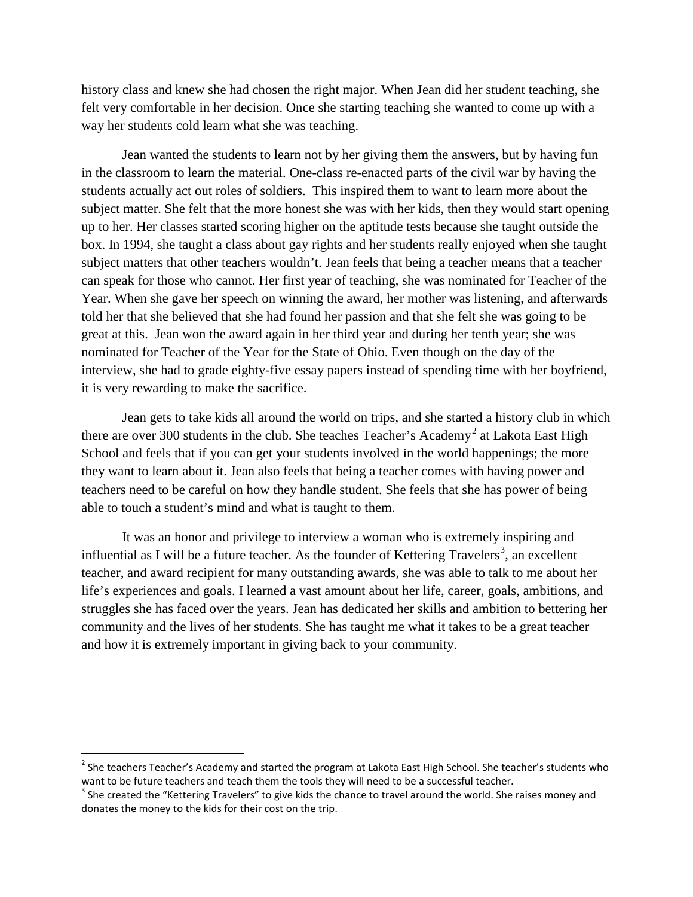history class and knew she had chosen the right major. When Jean did her student teaching, she felt very comfortable in her decision. Once she starting teaching she wanted to come up with a way her students cold learn what she was teaching.

Jean wanted the students to learn not by her giving them the answers, but by having fun in the classroom to learn the material. One-class re-enacted parts of the civil war by having the students actually act out roles of soldiers. This inspired them to want to learn more about the subject matter. She felt that the more honest she was with her kids, then they would start opening up to her. Her classes started scoring higher on the aptitude tests because she taught outside the box. In 1994, she taught a class about gay rights and her students really enjoyed when she taught subject matters that other teachers wouldn't. Jean feels that being a teacher means that a teacher can speak for those who cannot. Her first year of teaching, she was nominated for Teacher of the Year. When she gave her speech on winning the award, her mother was listening, and afterwards told her that she believed that she had found her passion and that she felt she was going to be great at this. Jean won the award again in her third year and during her tenth year; she was nominated for Teacher of the Year for the State of Ohio. Even though on the day of the interview, she had to grade eighty-five essay papers instead of spending time with her boyfriend, it is very rewarding to make the sacrifice.

Jean gets to take kids all around the world on trips, and she started a history club in which there are over 300 students in the club. She teaches Teacher's Academy[2] at Lakota East High School and feels that if you can get your students involved in the world happenings; the more they want to learn about it. Jean also feels that being a teacher comes with having power and teachers need to be careful on how they handle student. She feels that she has power of being able to touch a student's mind and what is taught to them.

It was an honor and privilege to interview a woman who is extremely inspiring and influential as I will be a future teacher. As the founder of Kettering Travelers[3], an excellent teacher, and award recipient for many outstanding awards, she was able to talk to me about her life's experiences and goals. I learned a vast amount about her life, career, goals, ambitions, and struggles she has faced over the years. Jean has dedicated her skills and ambition to bettering her community and the lives of her students. She has taught me what it takes to be a great teacher and how it is extremely important in giving back to your community.

---

[2] She teachers Teacher's Academy and started the program at Lakota East High School. She teacher's students who want to be future teachers and teach them the tools they will need to be a successful teacher.

[3] She created the "Kettering Travelers" to give kids the chance to travel around the world. She raises money and donates the money to the kids for their cost on the trip.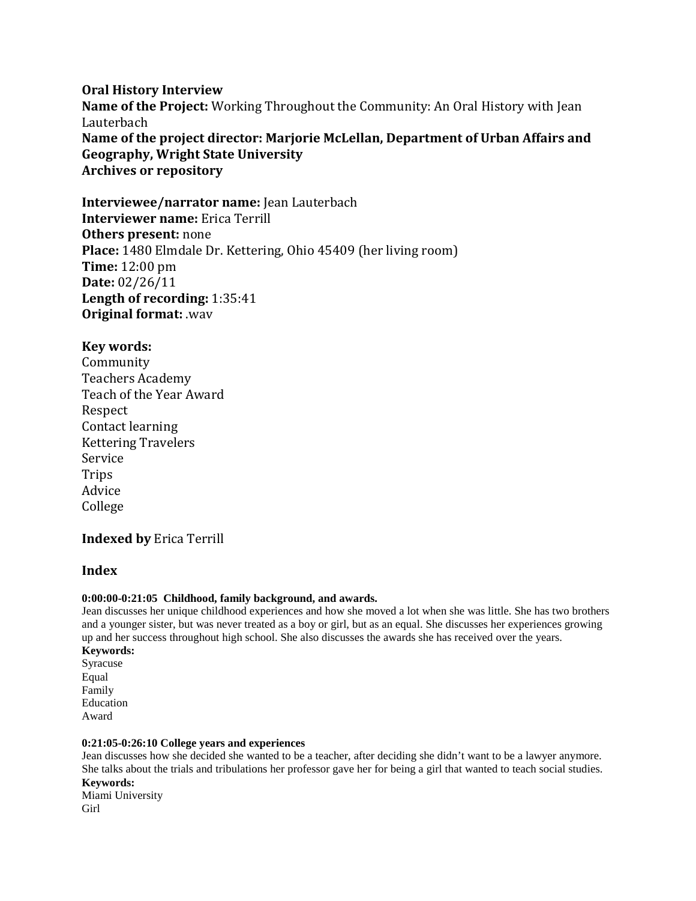**Oral History Interview**
**Name of the Project:** Working Throughout the Community: An Oral History with Jean Lauterbach
**Name of the project director: Marjorie McLellan, Department of Urban Affairs and Geography, Wright State University**
**Archives or repository**

**Interviewee/narrator name:** Jean Lauterbach
**Interviewer name:** Erica Terrill
**Others present:** none
**Place:** 1480 Elmdale Dr. Kettering, Ohio 45409 (her living room)
**Time:** 12:00 pm
**Date:** 02/26/11
**Length of recording:** 1:35:41
**Original format:** .wav

## Key words:

Community
Teachers Academy
Teach of the Year Award
Respect
Contact learning
Kettering Travelers
Service
Trips
Advice
College

**Indexed by** Erica Terrill

## Index

**0:00:00-0:21:05 Childhood, family background, and awards.**
Jean discusses her unique childhood experiences and how she moved a lot when she was little. She has two brothers and a younger sister, but was never treated as a boy or girl, but as an equal. She discusses her experiences growing up and her success throughout high school. She also discusses the awards she has received over the years.
**Keywords:**
Syracuse
Equal
Family
Education
Award

**0:21:05-0:26:10 College years and experiences**
Jean discusses how she decided she wanted to be a teacher, after deciding she didn't want to be a lawyer anymore. She talks about the trials and tribulations her professor gave her for being a girl that wanted to teach social studies.
**Keywords:**
Miami University
Girl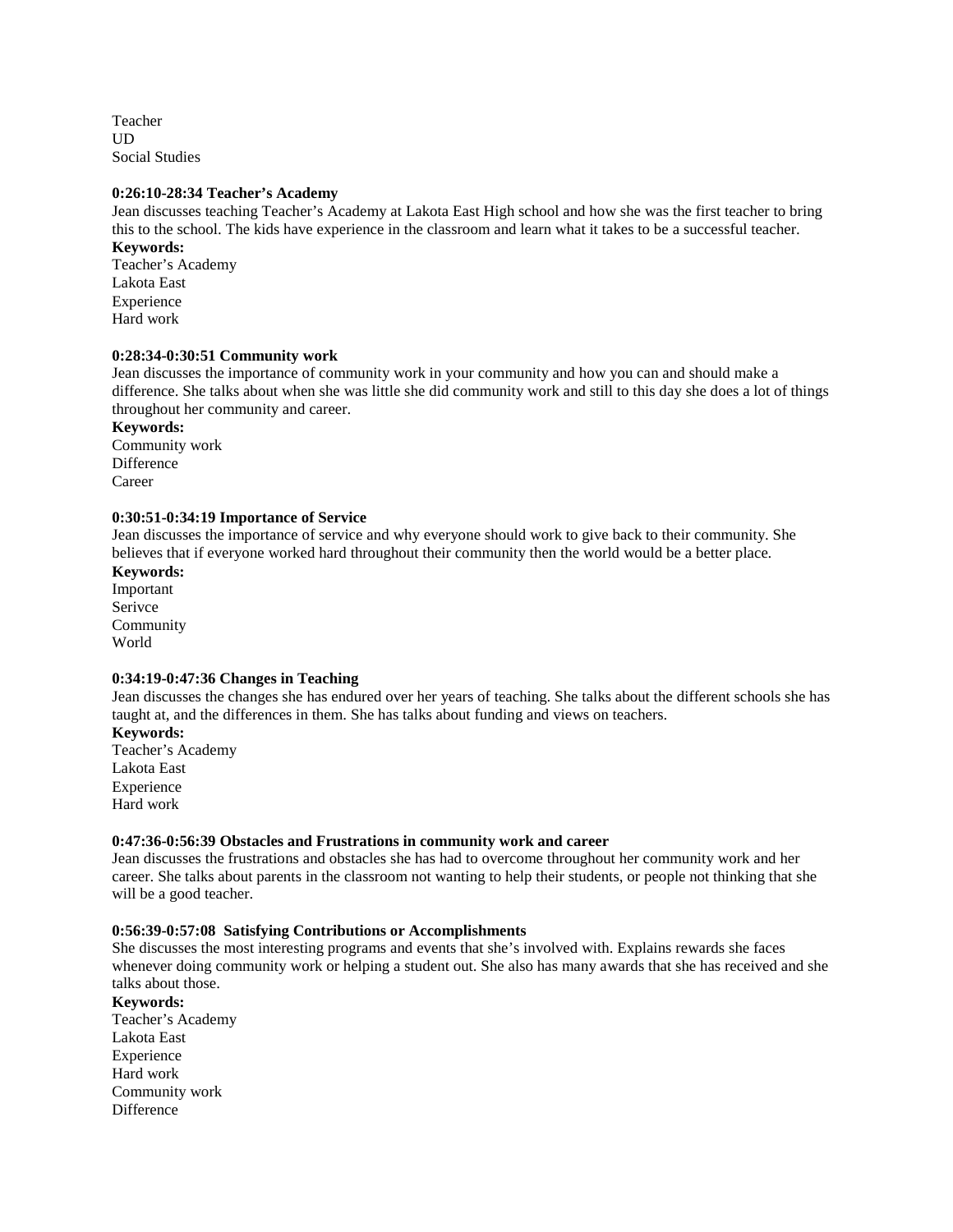Teacher
UD
Social Studies

**0:26:10-28:34 Teacher's Academy**

Jean discusses teaching Teacher's Academy at Lakota East High school and how she was the first teacher to bring this to the school. The kids have experience in the classroom and learn what it takes to be a successful teacher.

**Keywords:**

Teacher's Academy
Lakota East
Experience
Hard work

**0:28:34-0:30:51 Community work**

Jean discusses the importance of community work in your community and how you can and should make a difference. She talks about when she was little she did community work and still to this day she does a lot of things throughout her community and career.

**Keywords:**

Community work
Difference
Career

**0:30:51-0:34:19 Importance of Service**

Jean discusses the importance of service and why everyone should work to give back to their community. She believes that if everyone worked hard throughout their community then the world would be a better place.

**Keywords:**

Important
Serivce
Community
World

**0:34:19-0:47:36 Changes in Teaching**

Jean discusses the changes she has endured over her years of teaching. She talks about the different schools she has taught at, and the differences in them. She has talks about funding and views on teachers.

**Keywords:**

Teacher's Academy
Lakota East
Experience
Hard work

**0:47:36-0:56:39 Obstacles and Frustrations in community work and career**

Jean discusses the frustrations and obstacles she has had to overcome throughout her community work and her career. She talks about parents in the classroom not wanting to help their students, or people not thinking that she will be a good teacher.

**0:56:39-0:57:08 Satisfying Contributions or Accomplishments**

She discusses the most interesting programs and events that she's involved with. Explains rewards she faces whenever doing community work or helping a student out. She also has many awards that she has received and she talks about those.

**Keywords:**

Teacher's Academy
Lakota East
Experience
Hard work
Community work
Difference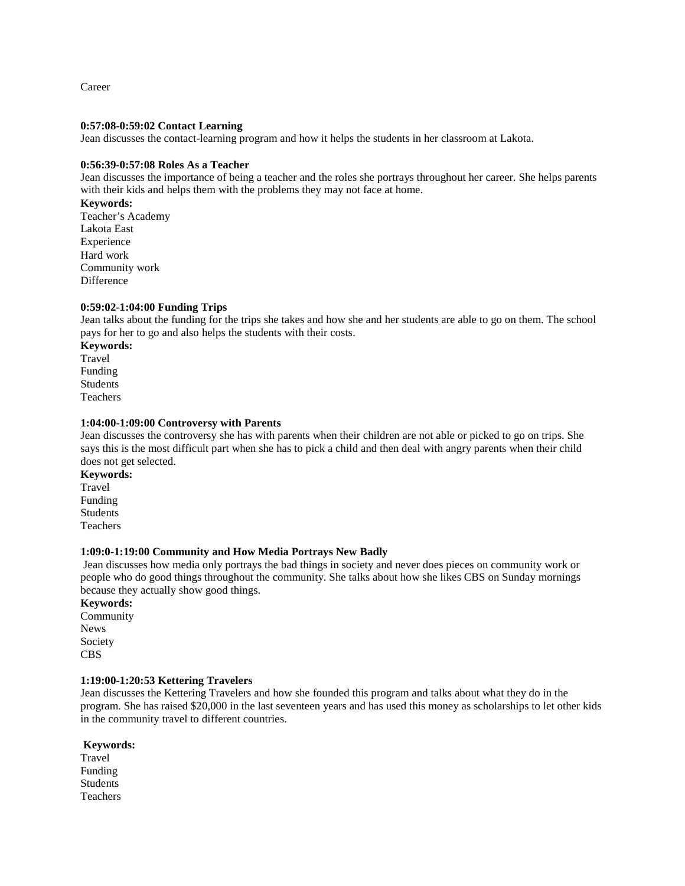Career

**0:57:08-0:59:02 Contact Learning**
Jean discusses the contact-learning program and how it helps the students in her classroom at Lakota.

**0:56:39-0:57:08 Roles As a Teacher**
Jean discusses the importance of being a teacher and the roles she portrays throughout her career. She helps parents with their kids and helps them with the problems they may not face at home.

**Keywords:**
Teacher's Academy
Lakota East
Experience
Hard work
Community work
Difference

**0:59:02-1:04:00 Funding Trips**
Jean talks about the funding for the trips she takes and how she and her students are able to go on them. The school pays for her to go and also helps the students with their costs.

**Keywords:**
Travel
Funding
Students
Teachers

**1:04:00-1:09:00 Controversy with Parents**
Jean discusses the controversy she has with parents when their children are not able or picked to go on trips. She says this is the most difficult part when she has to pick a child and then deal with angry parents when their child does not get selected.

**Keywords:**
Travel
Funding
Students
Teachers

**1:09:0-1:19:00 Community and How Media Portrays New Badly**
Jean discusses how media only portrays the bad things in society and never does pieces on community work or people who do good things throughout the community. She talks about how she likes CBS on Sunday mornings because they actually show good things.

**Keywords:**
Community
News
Society
CBS

**1:19:00-1:20:53 Kettering Travelers**
Jean discusses the Kettering Travelers and how she founded this program and talks about what they do in the program. She has raised $20,000 in the last seventeen years and has used this money as scholarships to let other kids in the community travel to different countries.

**Keywords:**
Travel
Funding
Students
Teachers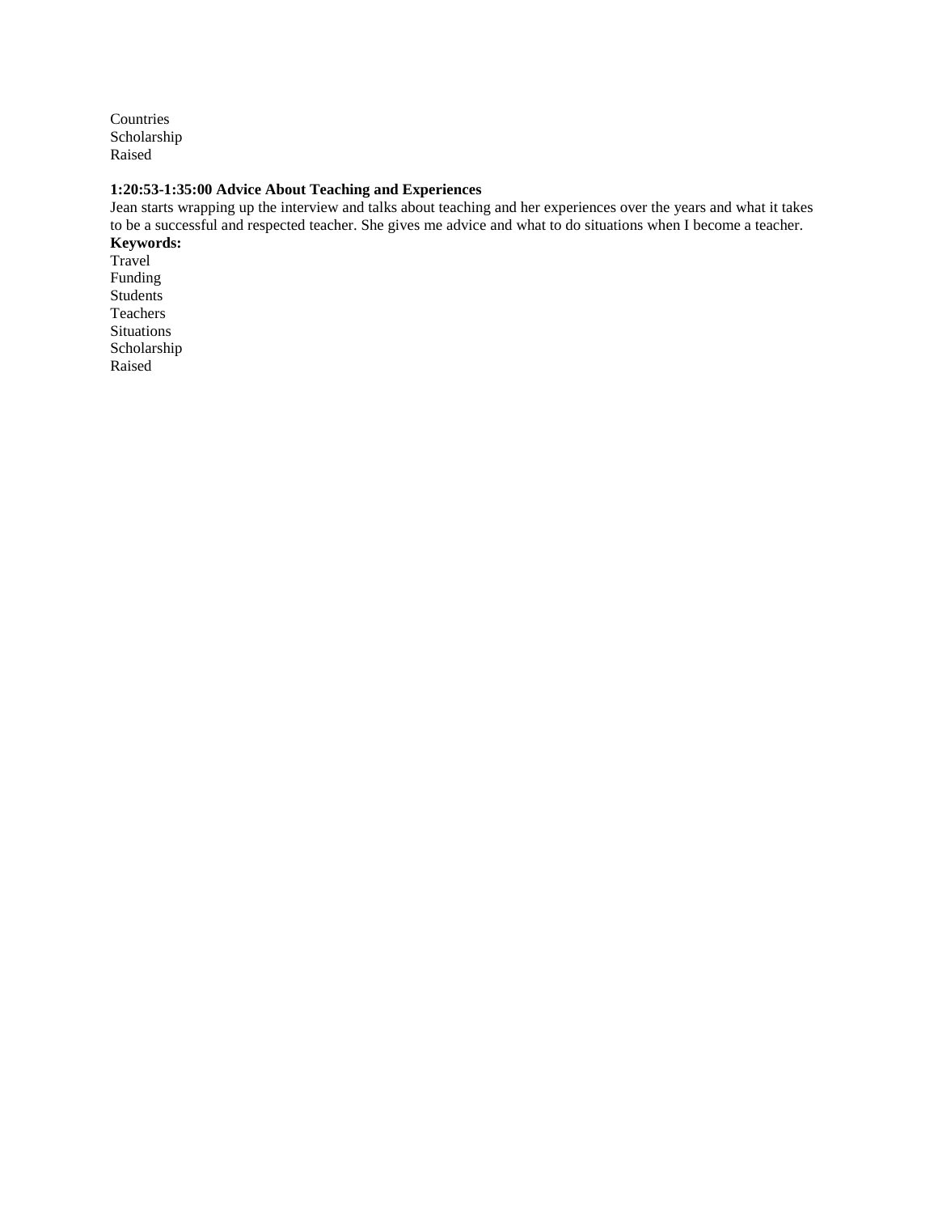Countries
Scholarship
Raised

**1:20:53-1:35:00 Advice About Teaching and Experiences**
Jean starts wrapping up the interview and talks about teaching and her experiences over the years and what it takes to be a successful and respected teacher. She gives me advice and what to do situations when I become a teacher.
**Keywords:**
Travel
Funding
Students
Teachers
Situations
Scholarship
Raised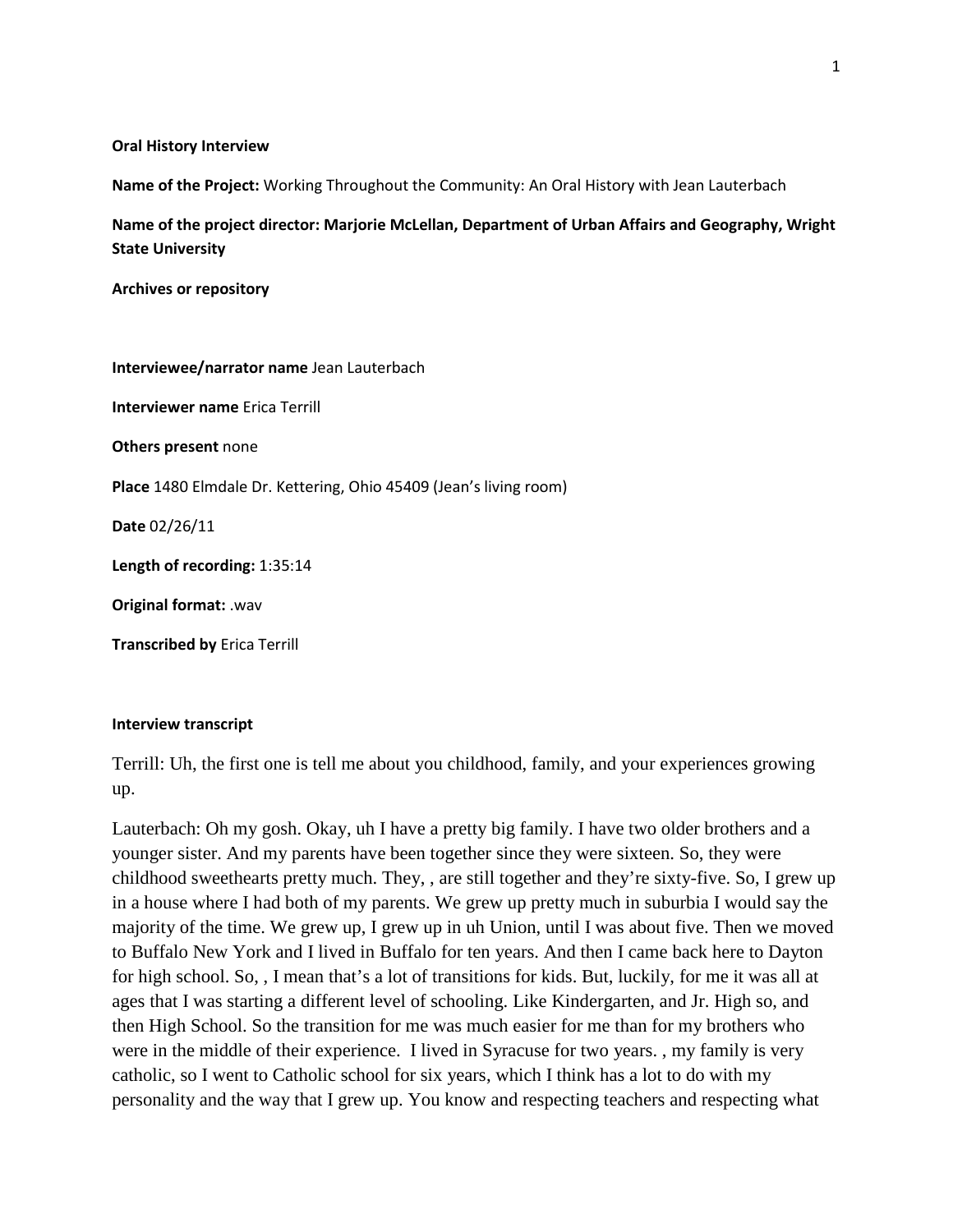**Oral History Interview**

**Name of the Project:** Working Throughout the Community: An Oral History with Jean Lauterbach

**Name of the project director: Marjorie McLellan, Department of Urban Affairs and Geography, Wright State University**

**Archives or repository**

**Interviewee/narrator name** Jean Lauterbach

**Interviewer name** Erica Terrill

**Others present** none

**Place** 1480 Elmdale Dr. Kettering, Ohio 45409 (Jean's living room)

**Date** 02/26/11

**Length of recording:** 1:35:14

**Original format:** .wav

**Transcribed by** Erica Terrill

**Interview transcript**

Terrill: Uh, the first one is tell me about you childhood, family, and your experiences growing up.

Lauterbach: Oh my gosh. Okay, uh I have a pretty big family. I have two older brothers and a younger sister. And my parents have been together since they were sixteen. So, they were childhood sweethearts pretty much. They, , are still together and they're sixty-five. So, I grew up in a house where I had both of my parents. We grew up pretty much in suburbia I would say the majority of the time. We grew up, I grew up in uh Union, until I was about five. Then we moved to Buffalo New York and I lived in Buffalo for ten years. And then I came back here to Dayton for high school. So, , I mean that's a lot of transitions for kids. But, luckily, for me it was all at ages that I was starting a different level of schooling. Like Kindergarten, and Jr. High so, and then High School. So the transition for me was much easier for me than for my brothers who were in the middle of their experience. I lived in Syracuse for two years. , my family is very catholic, so I went to Catholic school for six years, which I think has a lot to do with my personality and the way that I grew up. You know and respecting teachers and respecting what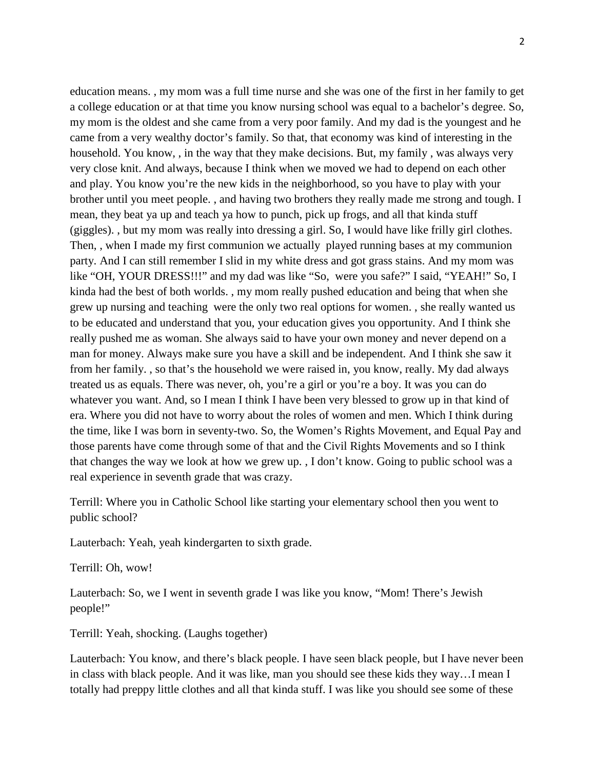education means. , my mom was a full time nurse and she was one of the first in her family to get a college education or at that time you know nursing school was equal to a bachelor's degree. So, my mom is the oldest and she came from a very poor family. And my dad is the youngest and he came from a very wealthy doctor's family. So that, that economy was kind of interesting in the household. You know, , in the way that they make decisions. But, my family , was always very very close knit. And always, because I think when we moved we had to depend on each other and play. You know you're the new kids in the neighborhood, so you have to play with your brother until you meet people. , and having two brothers they really made me strong and tough. I mean, they beat ya up and teach ya how to punch, pick up frogs, and all that kinda stuff (giggles). , but my mom was really into dressing a girl. So, I would have like frilly girl clothes. Then, , when I made my first communion we actually played running bases at my communion party. And I can still remember I slid in my white dress and got grass stains. And my mom was like "OH, YOUR DRESS!!!" and my dad was like "So, were you safe?" I said, "YEAH!" So, I kinda had the best of both worlds. , my mom really pushed education and being that when she grew up nursing and teaching were the only two real options for women. , she really wanted us to be educated and understand that you, your education gives you opportunity. And I think she really pushed me as woman. She always said to have your own money and never depend on a man for money. Always make sure you have a skill and be independent. And I think she saw it from her family. , so that's the household we were raised in, you know, really. My dad always treated us as equals. There was never, oh, you're a girl or you're a boy. It was you can do whatever you want. And, so I mean I think I have been very blessed to grow up in that kind of era. Where you did not have to worry about the roles of women and men. Which I think during the time, like I was born in seventy-two. So, the Women's Rights Movement, and Equal Pay and those parents have come through some of that and the Civil Rights Movements and so I think that changes the way we look at how we grew up. , I don't know. Going to public school was a real experience in seventh grade that was crazy.

Terrill: Where you in Catholic School like starting your elementary school then you went to public school?

Lauterbach: Yeah, yeah kindergarten to sixth grade.

Terrill: Oh, wow!

Lauterbach: So, we I went in seventh grade I was like you know, "Mom! There's Jewish people!"

Terrill: Yeah, shocking. (Laughs together)

Lauterbach: You know, and there's black people. I have seen black people, but I have never been in class with black people. And it was like, man you should see these kids they way…I mean I totally had preppy little clothes and all that kinda stuff. I was like you should see some of these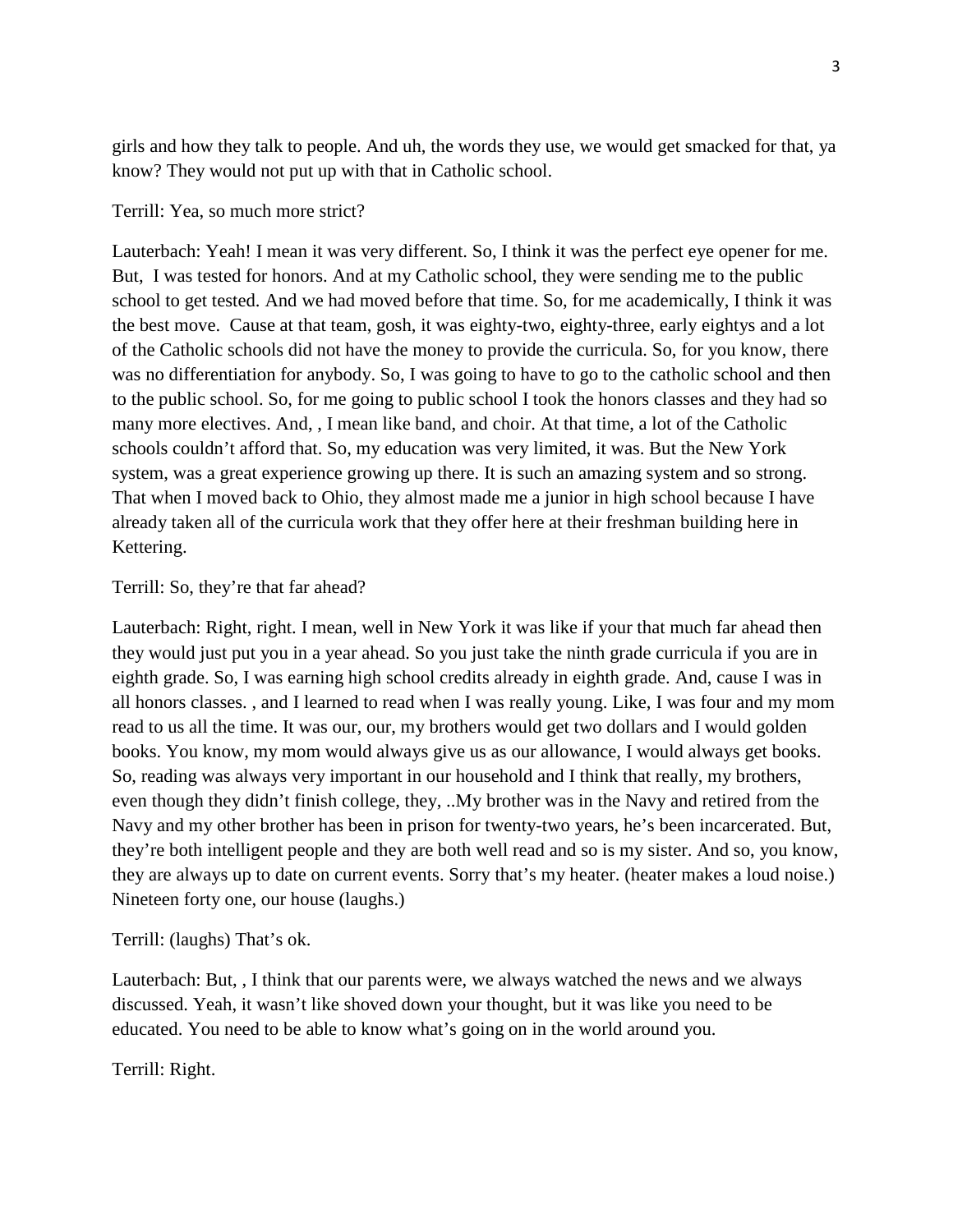girls and how they talk to people. And uh, the words they use, we would get smacked for that, ya know? They would not put up with that in Catholic school.

Terrill: Yea, so much more strict?

Lauterbach: Yeah! I mean it was very different. So, I think it was the perfect eye opener for me. But, I was tested for honors. And at my Catholic school, they were sending me to the public school to get tested. And we had moved before that time. So, for me academically, I think it was the best move. Cause at that team, gosh, it was eighty-two, eighty-three, early eightys and a lot of the Catholic schools did not have the money to provide the curricula. So, for you know, there was no differentiation for anybody. So, I was going to have to go to the catholic school and then to the public school. So, for me going to public school I took the honors classes and they had so many more electives. And, , I mean like band, and choir. At that time, a lot of the Catholic schools couldn't afford that. So, my education was very limited, it was. But the New York system, was a great experience growing up there. It is such an amazing system and so strong. That when I moved back to Ohio, they almost made me a junior in high school because I have already taken all of the curricula work that they offer here at their freshman building here in Kettering.

Terrill: So, they're that far ahead?

Lauterbach: Right, right. I mean, well in New York it was like if your that much far ahead then they would just put you in a year ahead. So you just take the ninth grade curricula if you are in eighth grade. So, I was earning high school credits already in eighth grade. And, cause I was in all honors classes. , and I learned to read when I was really young. Like, I was four and my mom read to us all the time. It was our, our, my brothers would get two dollars and I would golden books. You know, my mom would always give us as our allowance, I would always get books. So, reading was always very important in our household and I think that really, my brothers, even though they didn't finish college, they, ..My brother was in the Navy and retired from the Navy and my other brother has been in prison for twenty-two years, he's been incarcerated. But, they're both intelligent people and they are both well read and so is my sister. And so, you know, they are always up to date on current events. Sorry that's my heater. (heater makes a loud noise.) Nineteen forty one, our house (laughs.)

Terrill: (laughs) That's ok.

Lauterbach: But, , I think that our parents were, we always watched the news and we always discussed. Yeah, it wasn't like shoved down your thought, but it was like you need to be educated. You need to be able to know what's going on in the world around you.

Terrill: Right.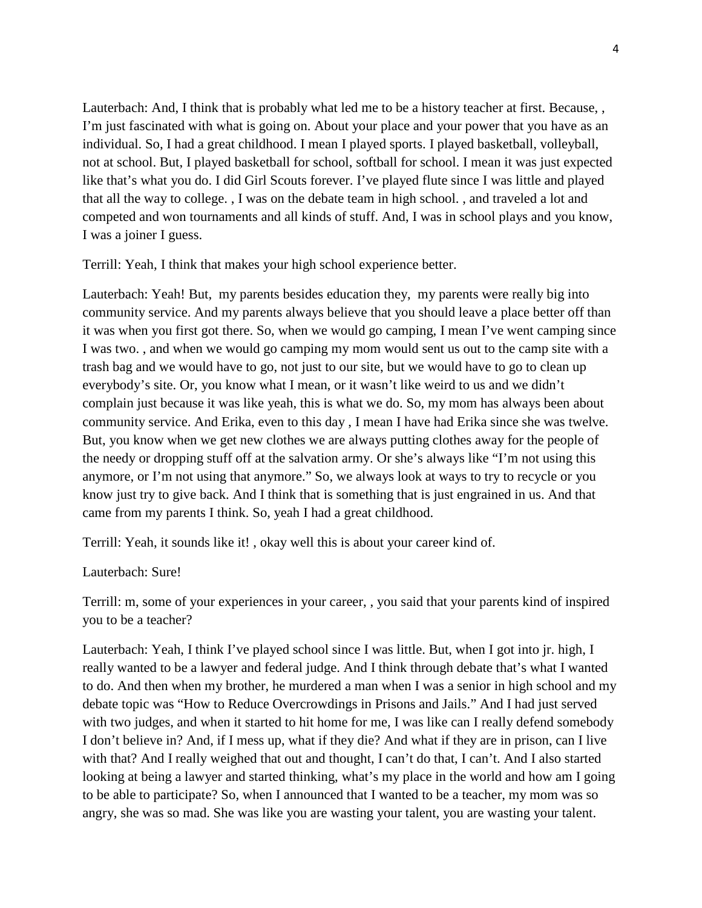Lauterbach: And, I think that is probably what led me to be a history teacher at first. Because, , I'm just fascinated with what is going on. About your place and your power that you have as an individual. So, I had a great childhood. I mean I played sports. I played basketball, volleyball, not at school. But, I played basketball for school, softball for school. I mean it was just expected like that's what you do. I did Girl Scouts forever. I've played flute since I was little and played that all the way to college. , I was on the debate team in high school. , and traveled a lot and competed and won tournaments and all kinds of stuff. And, I was in school plays and you know, I was a joiner I guess.

Terrill: Yeah, I think that makes your high school experience better.

Lauterbach: Yeah! But,  my parents besides education they,  my parents were really big into community service. And my parents always believe that you should leave a place better off than it was when you first got there. So, when we would go camping, I mean I've went camping since I was two. , and when we would go camping my mom would sent us out to the camp site with a trash bag and we would have to go, not just to our site, but we would have to go to clean up everybody's site. Or, you know what I mean, or it wasn't like weird to us and we didn't complain just because it was like yeah, this is what we do. So, my mom has always been about community service. And Erika, even to this day , I mean I have had Erika since she was twelve. But, you know when we get new clothes we are always putting clothes away for the people of the needy or dropping stuff off at the salvation army. Or she's always like "I'm not using this anymore, or I'm not using that anymore." So, we always look at ways to try to recycle or you know just try to give back. And I think that is something that is just engrained in us. And that came from my parents I think. So, yeah I had a great childhood.

Terrill: Yeah, it sounds like it! , okay well this is about your career kind of.

Lauterbach: Sure!

Terrill: m, some of your experiences in your career, , you said that your parents kind of inspired you to be a teacher?

Lauterbach: Yeah, I think I've played school since I was little. But, when I got into jr. high, I really wanted to be a lawyer and federal judge. And I think through debate that's what I wanted to do. And then when my brother, he murdered a man when I was a senior in high school and my debate topic was "How to Reduce Overcrowdings in Prisons and Jails." And I had just served with two judges, and when it started to hit home for me, I was like can I really defend somebody I don't believe in? And, if I mess up, what if they die? And what if they are in prison, can I live with that? And I really weighed that out and thought, I can't do that, I can't. And I also started looking at being a lawyer and started thinking, what's my place in the world and how am I going to be able to participate? So, when I announced that I wanted to be a teacher, my mom was so angry, she was so mad. She was like you are wasting your talent, you are wasting your talent.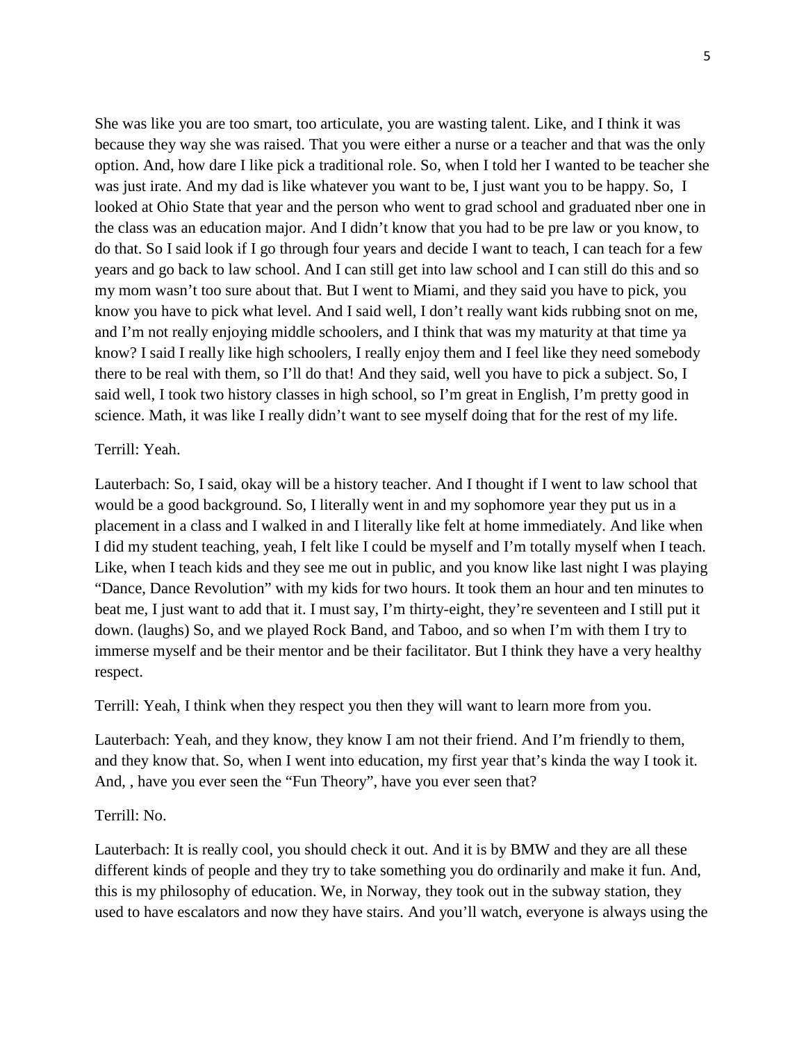She was like you are too smart, too articulate, you are wasting talent. Like, and I think it was because they way she was raised. That you were either a nurse or a teacher and that was the only option. And, how dare I like pick a traditional role. So, when I told her I wanted to be teacher she was just irate. And my dad is like whatever you want to be, I just want you to be happy. So, I looked at Ohio State that year and the person who went to grad school and graduated nber one in the class was an education major. And I didn't know that you had to be pre law or you know, to do that. So I said look if I go through four years and decide I want to teach, I can teach for a few years and go back to law school. And I can still get into law school and I can still do this and so my mom wasn't too sure about that. But I went to Miami, and they said you have to pick, you know you have to pick what level. And I said well, I don't really want kids rubbing snot on me, and I'm not really enjoying middle schoolers, and I think that was my maturity at that time ya know? I said I really like high schoolers, I really enjoy them and I feel like they need somebody there to be real with them, so I'll do that! And they said, well you have to pick a subject. So, I said well, I took two history classes in high school, so I'm great in English, I'm pretty good in science. Math, it was like I really didn't want to see myself doing that for the rest of my life.

Terrill: Yeah.

Lauterbach: So, I said, okay will be a history teacher. And I thought if I went to law school that would be a good background. So, I literally went in and my sophomore year they put us in a placement in a class and I walked in and I literally like felt at home immediately. And like when I did my student teaching, yeah, I felt like I could be myself and I'm totally myself when I teach. Like, when I teach kids and they see me out in public, and you know like last night I was playing "Dance, Dance Revolution" with my kids for two hours. It took them an hour and ten minutes to beat me, I just want to add that it. I must say, I'm thirty-eight, they're seventeen and I still put it down. (laughs) So, and we played Rock Band, and Taboo, and so when I'm with them I try to immerse myself and be their mentor and be their facilitator. But I think they have a very healthy respect.

Terrill: Yeah, I think when they respect you then they will want to learn more from you.

Lauterbach: Yeah, and they know, they know I am not their friend. And I'm friendly to them, and they know that. So, when I went into education, my first year that's kinda the way I took it. And, , have you ever seen the "Fun Theory", have you ever seen that?

Terrill: No.

Lauterbach: It is really cool, you should check it out. And it is by BMW and they are all these different kinds of people and they try to take something you do ordinarily and make it fun. And, this is my philosophy of education. We, in Norway, they took out in the subway station, they used to have escalators and now they have stairs. And you'll watch, everyone is always using the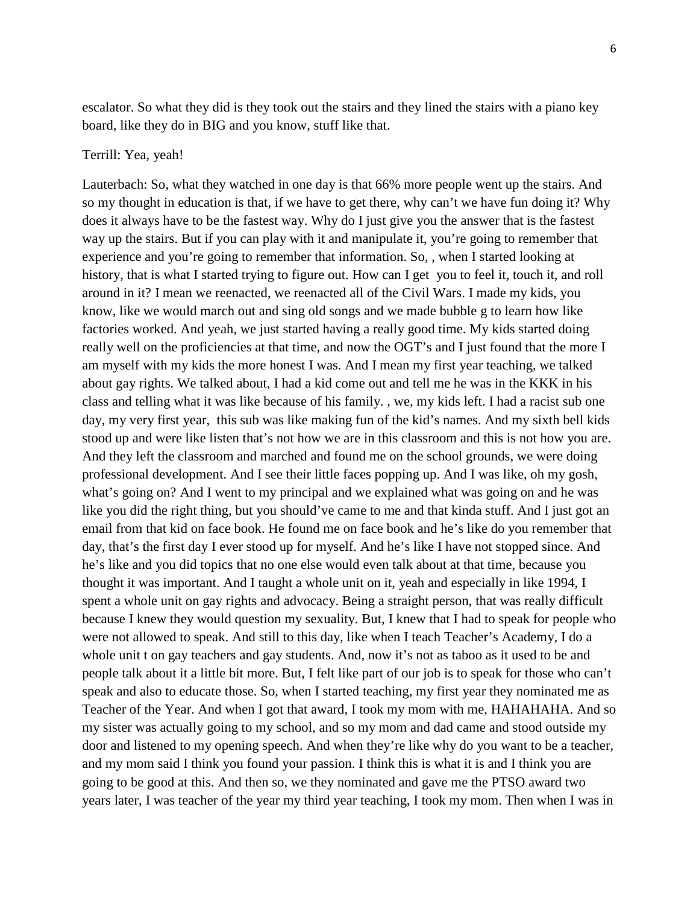escalator. So what they did is they took out the stairs and they lined the stairs with a piano key board, like they do in BIG and you know, stuff like that.

Terrill: Yea, yeah!

Lauterbach: So, what they watched in one day is that 66% more people went up the stairs. And so my thought in education is that, if we have to get there, why can't we have fun doing it? Why does it always have to be the fastest way. Why do I just give you the answer that is the fastest way up the stairs. But if you can play with it and manipulate it, you're going to remember that experience and you're going to remember that information. So, , when I started looking at history, that is what I started trying to figure out. How can I get you to feel it, touch it, and roll around in it? I mean we reenacted, we reenacted all of the Civil Wars. I made my kids, you know, like we would march out and sing old songs and we made bubble g to learn how like factories worked. And yeah, we just started having a really good time. My kids started doing really well on the proficiencies at that time, and now the OGT's and I just found that the more I am myself with my kids the more honest I was. And I mean my first year teaching, we talked about gay rights. We talked about, I had a kid come out and tell me he was in the KKK in his class and telling what it was like because of his family. , we, my kids left. I had a racist sub one day, my very first year, this sub was like making fun of the kid's names. And my sixth bell kids stood up and were like listen that's not how we are in this classroom and this is not how you are. And they left the classroom and marched and found me on the school grounds, we were doing professional development. And I see their little faces popping up. And I was like, oh my gosh, what's going on? And I went to my principal and we explained what was going on and he was like you did the right thing, but you should've came to me and that kinda stuff. And I just got an email from that kid on face book. He found me on face book and he's like do you remember that day, that's the first day I ever stood up for myself. And he's like I have not stopped since. And he's like and you did topics that no one else would even talk about at that time, because you thought it was important. And I taught a whole unit on it, yeah and especially in like 1994, I spent a whole unit on gay rights and advocacy. Being a straight person, that was really difficult because I knew they would question my sexuality. But, I knew that I had to speak for people who were not allowed to speak. And still to this day, like when I teach Teacher's Academy, I do a whole unit t on gay teachers and gay students. And, now it's not as taboo as it used to be and people talk about it a little bit more. But, I felt like part of our job is to speak for those who can't speak and also to educate those. So, when I started teaching, my first year they nominated me as Teacher of the Year. And when I got that award, I took my mom with me, HAHAHAHA. And so my sister was actually going to my school, and so my mom and dad came and stood outside my door and listened to my opening speech. And when they're like why do you want to be a teacher, and my mom said I think you found your passion. I think this is what it is and I think you are going to be good at this. And then so, we they nominated and gave me the PTSO award two years later, I was teacher of the year my third year teaching, I took my mom. Then when I was in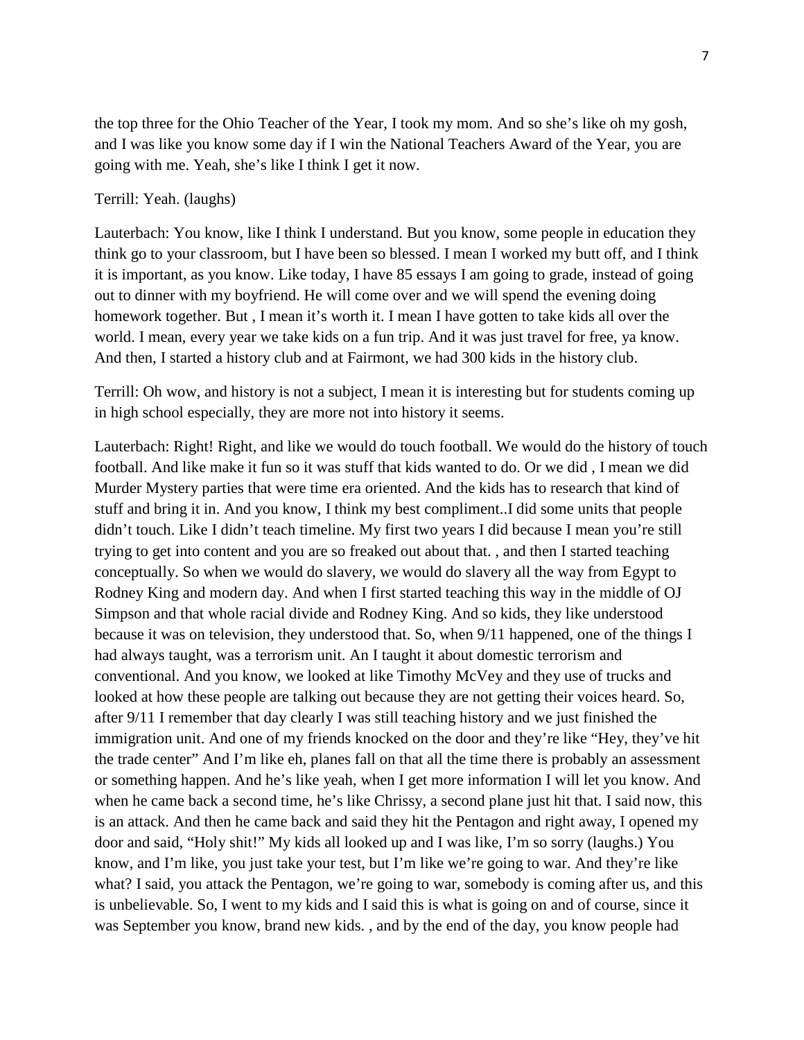the top three for the Ohio Teacher of the Year, I took my mom. And so she's like oh my gosh, and I was like you know some day if I win the National Teachers Award of the Year, you are going with me. Yeah, she's like I think I get it now.

Terrill: Yeah. (laughs)

Lauterbach: You know, like I think I understand. But you know, some people in education they think go to your classroom, but I have been so blessed. I mean I worked my butt off, and I think it is important, as you know. Like today, I have 85 essays I am going to grade, instead of going out to dinner with my boyfriend. He will come over and we will spend the evening doing homework together. But , I mean it's worth it. I mean I have gotten to take kids all over the world. I mean, every year we take kids on a fun trip. And it was just travel for free, ya know. And then, I started a history club and at Fairmont, we had 300 kids in the history club.

Terrill: Oh wow, and history is not a subject, I mean it is interesting but for students coming up in high school especially, they are more not into history it seems.

Lauterbach: Right! Right, and like we would do touch football. We would do the history of touch football. And like make it fun so it was stuff that kids wanted to do. Or we did , I mean we did Murder Mystery parties that were time era oriented. And the kids has to research that kind of stuff and bring it in. And you know, I think my best compliment..I did some units that people didn't touch. Like I didn't teach timeline. My first two years I did because I mean you're still trying to get into content and you are so freaked out about that. , and then I started teaching conceptually. So when we would do slavery, we would do slavery all the way from Egypt to Rodney King and modern day. And when I first started teaching this way in the middle of OJ Simpson and that whole racial divide and Rodney King. And so kids, they like understood because it was on television, they understood that. So, when 9/11 happened, one of the things I had always taught, was a terrorism unit. An I taught it about domestic terrorism and conventional. And you know, we looked at like Timothy McVey and they use of trucks and looked at how these people are talking out because they are not getting their voices heard. So, after 9/11 I remember that day clearly I was still teaching history and we just finished the immigration unit. And one of my friends knocked on the door and they're like "Hey, they've hit the trade center" And I'm like eh, planes fall on that all the time there is probably an assessment or something happen. And he's like yeah, when I get more information I will let you know. And when he came back a second time, he's like Chrissy, a second plane just hit that. I said now, this is an attack. And then he came back and said they hit the Pentagon and right away, I opened my door and said, "Holy shit!" My kids all looked up and I was like, I'm so sorry (laughs.) You know, and I'm like, you just take your test, but I'm like we're going to war. And they're like what? I said, you attack the Pentagon, we're going to war, somebody is coming after us, and this is unbelievable. So, I went to my kids and I said this is what is going on and of course, since it was September you know, brand new kids. , and by the end of the day, you know people had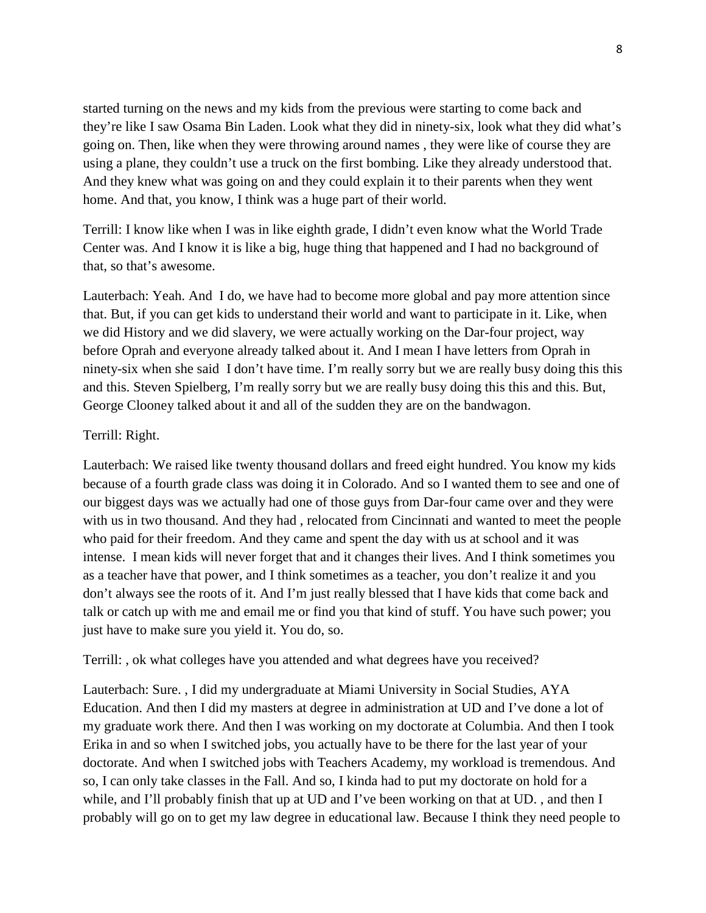started turning on the news and my kids from the previous were starting to come back and they're like I saw Osama Bin Laden. Look what they did in ninety-six, look what they did what's going on. Then, like when they were throwing around names , they were like of course they are using a plane, they couldn't use a truck on the first bombing. Like they already understood that. And they knew what was going on and they could explain it to their parents when they went home. And that, you know, I think was a huge part of their world.

Terrill: I know like when I was in like eighth grade, I didn't even know what the World Trade Center was. And I know it is like a big, huge thing that happened and I had no background of that, so that's awesome.

Lauterbach: Yeah. And I do, we have had to become more global and pay more attention since that. But, if you can get kids to understand their world and want to participate in it. Like, when we did History and we did slavery, we were actually working on the Dar-four project, way before Oprah and everyone already talked about it. And I mean I have letters from Oprah in ninety-six when she said I don't have time. I'm really sorry but we are really busy doing this this and this. Steven Spielberg, I'm really sorry but we are really busy doing this this and this. But, George Clooney talked about it and all of the sudden they are on the bandwagon.

Terrill: Right.

Lauterbach: We raised like twenty thousand dollars and freed eight hundred. You know my kids because of a fourth grade class was doing it in Colorado. And so I wanted them to see and one of our biggest days was we actually had one of those guys from Dar-four came over and they were with us in two thousand. And they had , relocated from Cincinnati and wanted to meet the people who paid for their freedom. And they came and spent the day with us at school and it was intense. I mean kids will never forget that and it changes their lives. And I think sometimes you as a teacher have that power, and I think sometimes as a teacher, you don't realize it and you don't always see the roots of it. And I'm just really blessed that I have kids that come back and talk or catch up with me and email me or find you that kind of stuff. You have such power; you just have to make sure you yield it. You do, so.

Terrill: , ok what colleges have you attended and what degrees have you received?

Lauterbach: Sure. , I did my undergraduate at Miami University in Social Studies, AYA Education. And then I did my masters at degree in administration at UD and I've done a lot of my graduate work there. And then I was working on my doctorate at Columbia. And then I took Erika in and so when I switched jobs, you actually have to be there for the last year of your doctorate. And when I switched jobs with Teachers Academy, my workload is tremendous. And so, I can only take classes in the Fall. And so, I kinda had to put my doctorate on hold for a while, and I'll probably finish that up at UD and I've been working on that at UD. , and then I probably will go on to get my law degree in educational law. Because I think they need people to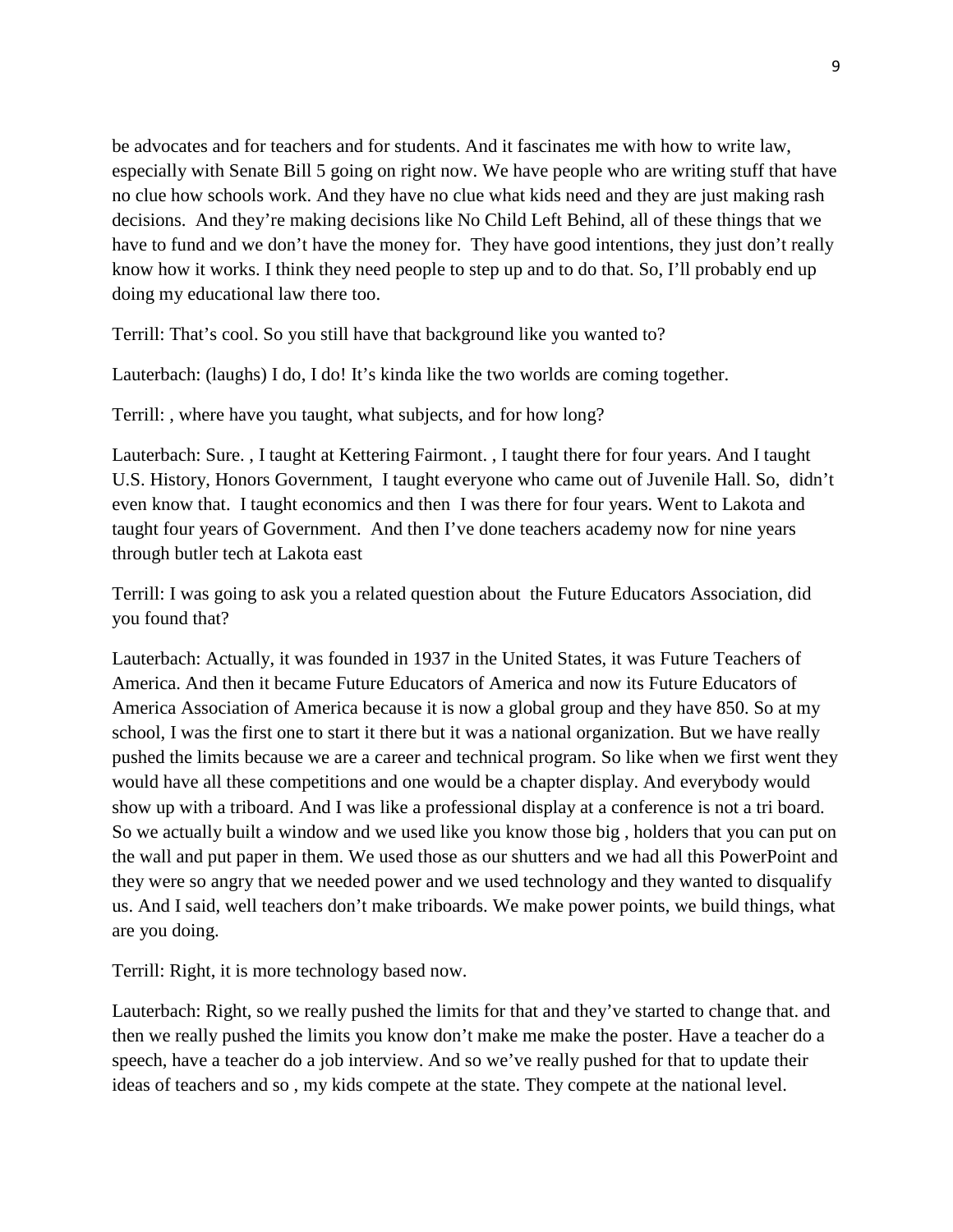be advocates and for teachers and for students. And it fascinates me with how to write law, especially with Senate Bill 5 going on right now. We have people who are writing stuff that have no clue how schools work. And they have no clue what kids need and they are just making rash decisions. And they're making decisions like No Child Left Behind, all of these things that we have to fund and we don't have the money for. They have good intentions, they just don't really know how it works. I think they need people to step up and to do that. So, I'll probably end up doing my educational law there too.

Terrill: That's cool. So you still have that background like you wanted to?

Lauterbach: (laughs) I do, I do! It's kinda like the two worlds are coming together.

Terrill: , where have you taught, what subjects, and for how long?

Lauterbach: Sure. , I taught at Kettering Fairmont. , I taught there for four years. And I taught U.S. History, Honors Government, I taught everyone who came out of Juvenile Hall. So, didn't even know that. I taught economics and then I was there for four years. Went to Lakota and taught four years of Government. And then I've done teachers academy now for nine years through butler tech at Lakota east

Terrill: I was going to ask you a related question about the Future Educators Association, did you found that?

Lauterbach: Actually, it was founded in 1937 in the United States, it was Future Teachers of America. And then it became Future Educators of America and now its Future Educators of America Association of America because it is now a global group and they have 850. So at my school, I was the first one to start it there but it was a national organization. But we have really pushed the limits because we are a career and technical program. So like when we first went they would have all these competitions and one would be a chapter display. And everybody would show up with a triboard. And I was like a professional display at a conference is not a tri board. So we actually built a window and we used like you know those big , holders that you can put on the wall and put paper in them. We used those as our shutters and we had all this PowerPoint and they were so angry that we needed power and we used technology and they wanted to disqualify us. And I said, well teachers don't make triboards. We make power points, we build things, what are you doing.

Terrill: Right, it is more technology based now.

Lauterbach: Right, so we really pushed the limits for that and they've started to change that. and then we really pushed the limits you know don't make me make the poster. Have a teacher do a speech, have a teacher do a job interview. And so we've really pushed for that to update their ideas of teachers and so , my kids compete at the state. They compete at the national level.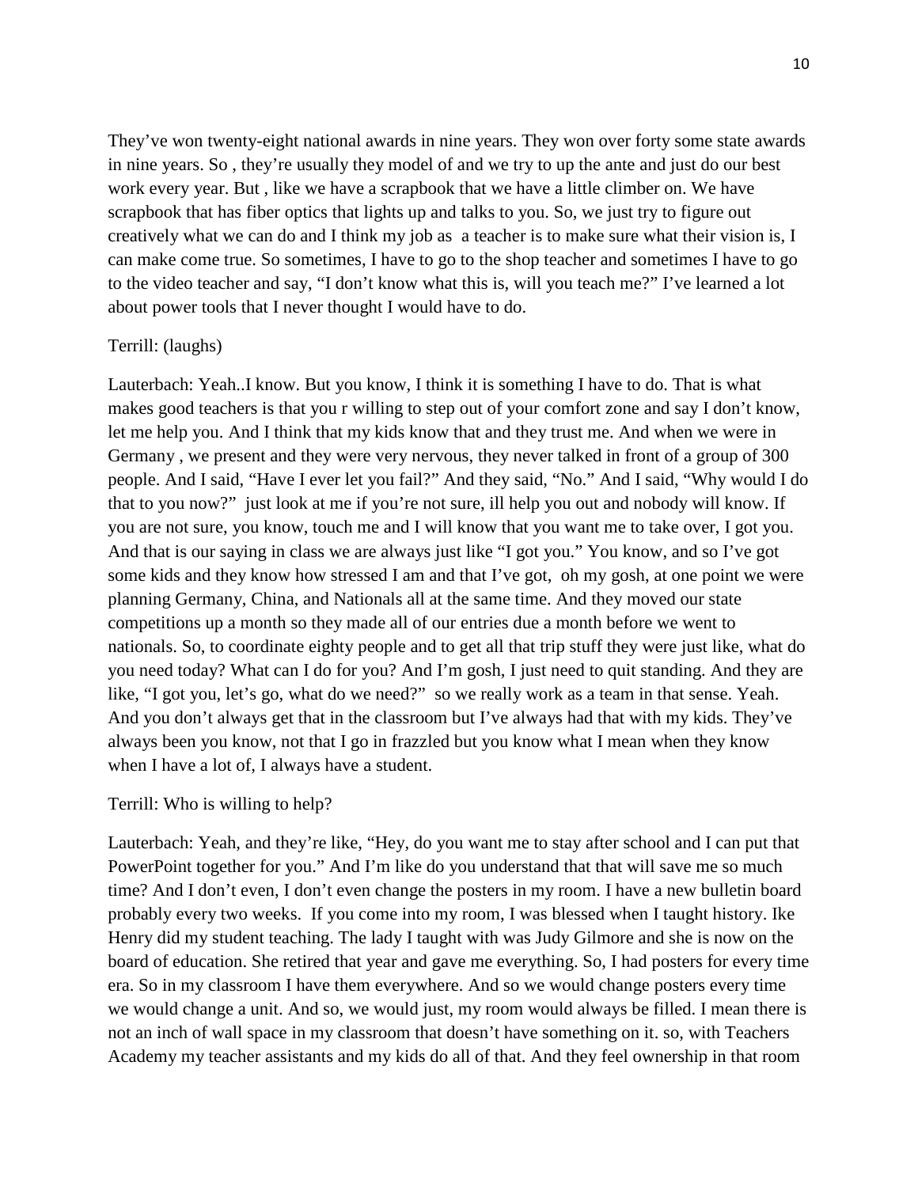They've won twenty-eight national awards in nine years. They won over forty some state awards in nine years. So , they're usually they model of and we try to up the ante and just do our best work every year. But , like we have a scrapbook that we have a little climber on. We have scrapbook that has fiber optics that lights up and talks to you. So, we just try to figure out creatively what we can do and I think my job as a teacher is to make sure what their vision is, I can make come true. So sometimes, I have to go to the shop teacher and sometimes I have to go to the video teacher and say, "I don't know what this is, will you teach me?" I've learned a lot about power tools that I never thought I would have to do.

Terrill: (laughs)

Lauterbach: Yeah..I know. But you know, I think it is something I have to do. That is what makes good teachers is that you r willing to step out of your comfort zone and say I don't know, let me help you. And I think that my kids know that and they trust me. And when we were in Germany , we present and they were very nervous, they never talked in front of a group of 300 people. And I said, "Have I ever let you fail?" And they said, "No." And I said, "Why would I do that to you now?" just look at me if you're not sure, ill help you out and nobody will know. If you are not sure, you know, touch me and I will know that you want me to take over, I got you. And that is our saying in class we are always just like "I got you." You know, and so I've got some kids and they know how stressed I am and that I've got, oh my gosh, at one point we were planning Germany, China, and Nationals all at the same time. And they moved our state competitions up a month so they made all of our entries due a month before we went to nationals. So, to coordinate eighty people and to get all that trip stuff they were just like, what do you need today? What can I do for you? And I'm gosh, I just need to quit standing. And they are like, "I got you, let's go, what do we need?" so we really work as a team in that sense. Yeah. And you don't always get that in the classroom but I've always had that with my kids. They've always been you know, not that I go in frazzled but you know what I mean when they know when I have a lot of, I always have a student.

Terrill: Who is willing to help?

Lauterbach: Yeah, and they're like, "Hey, do you want me to stay after school and I can put that PowerPoint together for you." And I'm like do you understand that that will save me so much time? And I don't even, I don't even change the posters in my room. I have a new bulletin board probably every two weeks. If you come into my room, I was blessed when I taught history. Ike Henry did my student teaching. The lady I taught with was Judy Gilmore and she is now on the board of education. She retired that year and gave me everything. So, I had posters for every time era. So in my classroom I have them everywhere. And so we would change posters every time we would change a unit. And so, we would just, my room would always be filled. I mean there is not an inch of wall space in my classroom that doesn't have something on it. so, with Teachers Academy my teacher assistants and my kids do all of that. And they feel ownership in that room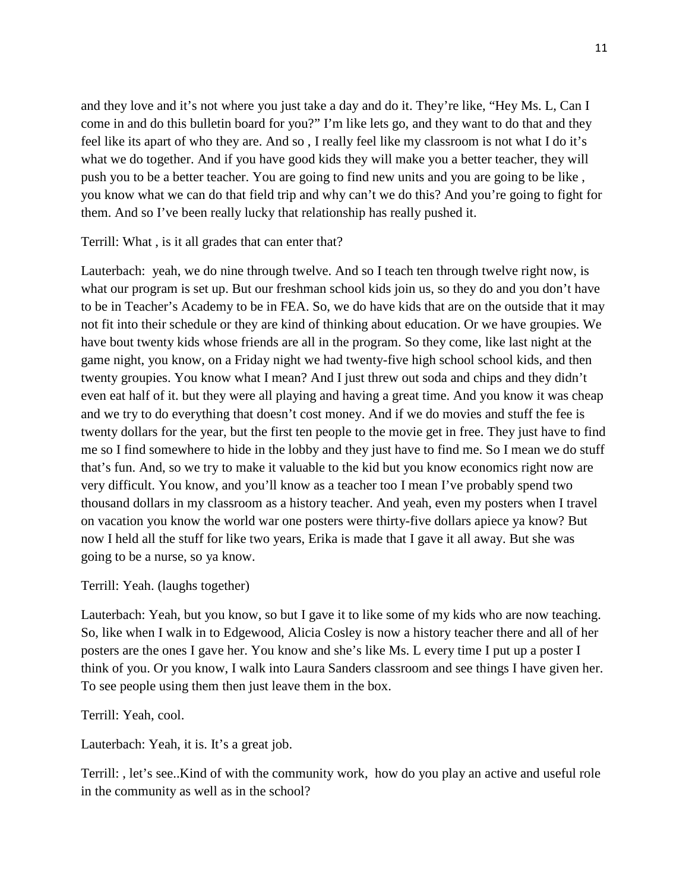and they love and it's not where you just take a day and do it. They're like, "Hey Ms. L, Can I come in and do this bulletin board for you?" I'm like lets go, and they want to do that and they feel like its apart of who they are. And so , I really feel like my classroom is not what I do it's what we do together. And if you have good kids they will make you a better teacher, they will push you to be a better teacher. You are going to find new units and you are going to be like , you know what we can do that field trip and why can't we do this? And you're going to fight for them. And so I've been really lucky that relationship has really pushed it.

Terrill: What , is it all grades that can enter that?

Lauterbach: yeah, we do nine through twelve. And so I teach ten through twelve right now, is what our program is set up. But our freshman school kids join us, so they do and you don't have to be in Teacher's Academy to be in FEA. So, we do have kids that are on the outside that it may not fit into their schedule or they are kind of thinking about education. Or we have groupies. We have bout twenty kids whose friends are all in the program. So they come, like last night at the game night, you know, on a Friday night we had twenty-five high school school kids, and then twenty groupies. You know what I mean? And I just threw out soda and chips and they didn't even eat half of it. but they were all playing and having a great time. And you know it was cheap and we try to do everything that doesn't cost money. And if we do movies and stuff the fee is twenty dollars for the year, but the first ten people to the movie get in free. They just have to find me so I find somewhere to hide in the lobby and they just have to find me. So I mean we do stuff that's fun. And, so we try to make it valuable to the kid but you know economics right now are very difficult. You know, and you'll know as a teacher too I mean I've probably spend two thousand dollars in my classroom as a history teacher. And yeah, even my posters when I travel on vacation you know the world war one posters were thirty-five dollars apiece ya know? But now I held all the stuff for like two years, Erika is made that I gave it all away. But she was going to be a nurse, so ya know.

Terrill: Yeah. (laughs together)

Lauterbach: Yeah, but you know, so but I gave it to like some of my kids who are now teaching. So, like when I walk in to Edgewood, Alicia Cosley is now a history teacher there and all of her posters are the ones I gave her. You know and she's like Ms. L every time I put up a poster I think of you. Or you know, I walk into Laura Sanders classroom and see things I have given her. To see people using them then just leave them in the box.

Terrill: Yeah, cool.

Lauterbach: Yeah, it is. It's a great job.

Terrill: , let's see..Kind of with the community work, how do you play an active and useful role in the community as well as in the school?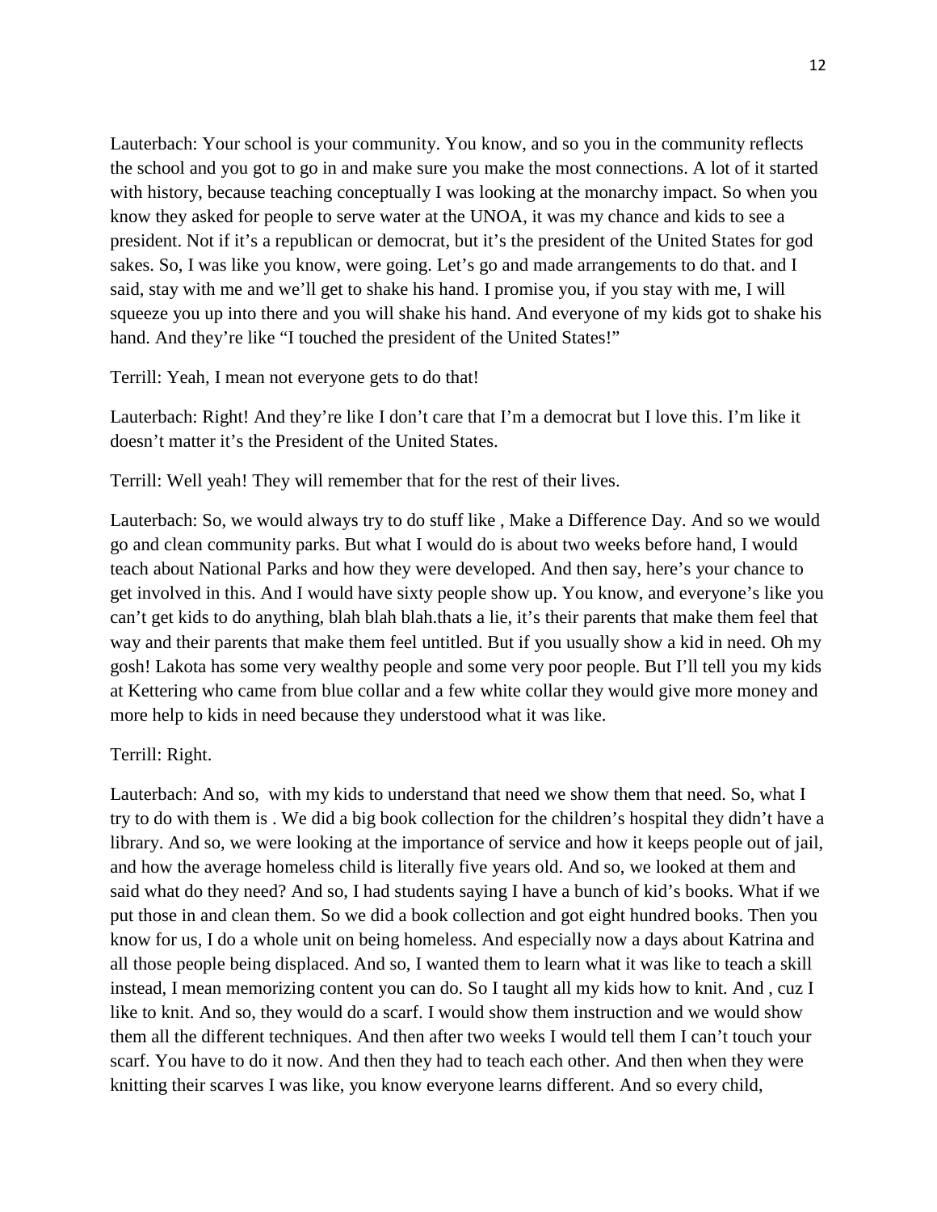Lauterbach: Your school is your community. You know, and so you in the community reflects the school and you got to go in and make sure you make the most connections. A lot of it started with history, because teaching conceptually I was looking at the monarchy impact. So when you know they asked for people to serve water at the UNOA, it was my chance and kids to see a president. Not if it's a republican or democrat, but it's the president of the United States for god sakes. So, I was like you know, were going. Let's go and made arrangements to do that. and I said, stay with me and we'll get to shake his hand. I promise you, if you stay with me, I will squeeze you up into there and you will shake his hand. And everyone of my kids got to shake his hand. And they're like "I touched the president of the United States!"

Terrill: Yeah, I mean not everyone gets to do that!

Lauterbach: Right! And they're like I don't care that I'm a democrat but I love this. I'm like it doesn't matter it's the President of the United States.

Terrill: Well yeah! They will remember that for the rest of their lives.

Lauterbach: So, we would always try to do stuff like , Make a Difference Day. And so we would go and clean community parks. But what I would do is about two weeks before hand, I would teach about National Parks and how they were developed. And then say, here's your chance to get involved in this. And I would have sixty people show up. You know, and everyone's like you can't get kids to do anything, blah blah blah.thats a lie, it's their parents that make them feel that way and their parents that make them feel untitled. But if you usually show a kid in need. Oh my gosh! Lakota has some very wealthy people and some very poor people. But I'll tell you my kids at Kettering who came from blue collar and a few white collar they would give more money and more help to kids in need because they understood what it was like.

Terrill: Right.

Lauterbach: And so, with my kids to understand that need we show them that need. So, what I try to do with them is . We did a big book collection for the children's hospital they didn't have a library. And so, we were looking at the importance of service and how it keeps people out of jail, and how the average homeless child is literally five years old. And so, we looked at them and said what do they need? And so, I had students saying I have a bunch of kid's books. What if we put those in and clean them. So we did a book collection and got eight hundred books. Then you know for us, I do a whole unit on being homeless. And especially now a days about Katrina and all those people being displaced. And so, I wanted them to learn what it was like to teach a skill instead, I mean memorizing content you can do. So I taught all my kids how to knit. And , cuz I like to knit. And so, they would do a scarf. I would show them instruction and we would show them all the different techniques. And then after two weeks I would tell them I can't touch your scarf. You have to do it now. And then they had to teach each other. And then when they were knitting their scarves I was like, you know everyone learns different. And so every child,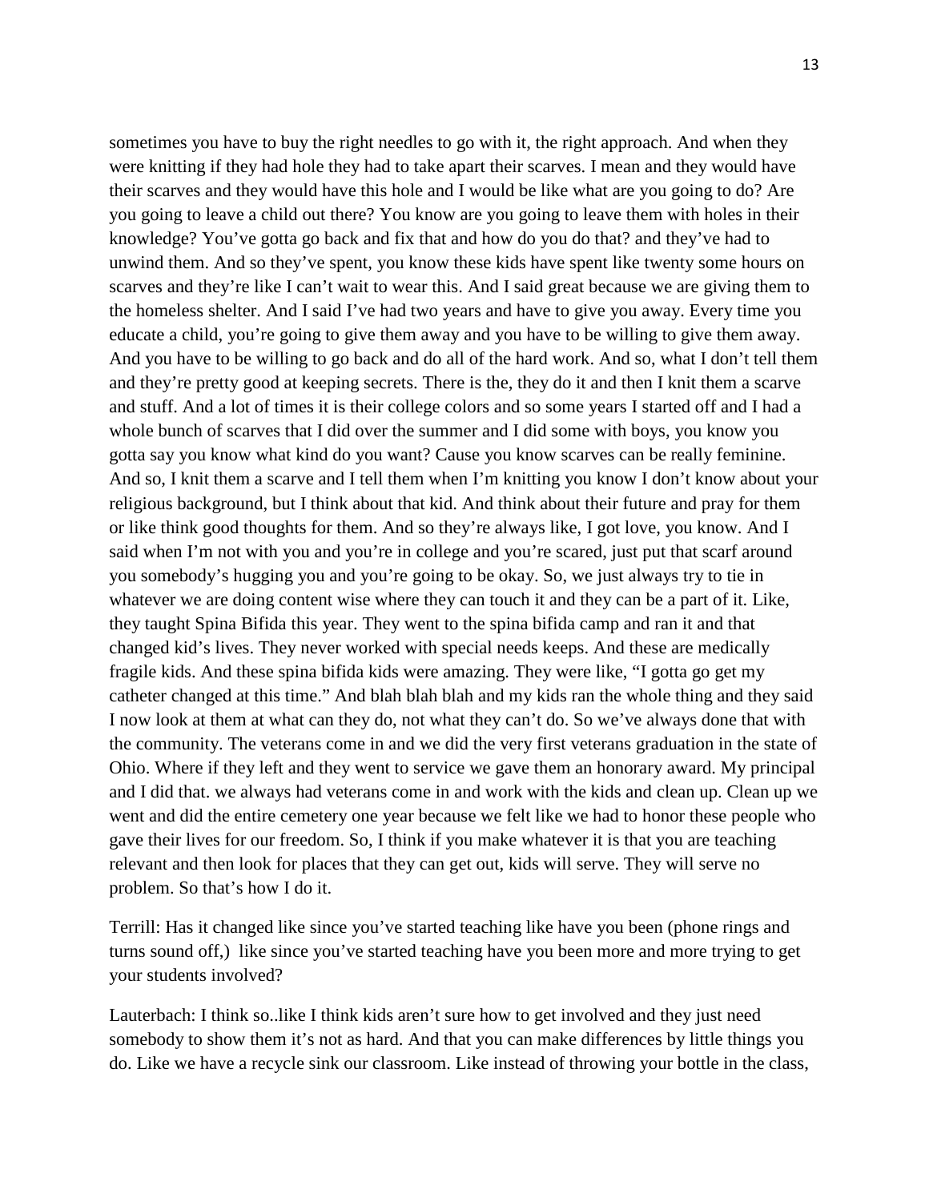sometimes you have to buy the right needles to go with it, the right approach. And when they were knitting if they had hole they had to take apart their scarves. I mean and they would have their scarves and they would have this hole and I would be like what are you going to do? Are you going to leave a child out there? You know are you going to leave them with holes in their knowledge? You've gotta go back and fix that and how do you do that? and they've had to unwind them. And so they've spent, you know these kids have spent like twenty some hours on scarves and they're like I can't wait to wear this. And I said great because we are giving them to the homeless shelter. And I said I've had two years and have to give you away. Every time you educate a child, you're going to give them away and you have to be willing to give them away. And you have to be willing to go back and do all of the hard work. And so, what I don't tell them and they're pretty good at keeping secrets. There is the, they do it and then I knit them a scarve and stuff. And a lot of times it is their college colors and so some years I started off and I had a whole bunch of scarves that I did over the summer and I did some with boys, you know you gotta say you know what kind do you want? Cause you know scarves can be really feminine. And so, I knit them a scarve and I tell them when I'm knitting you know I don't know about your religious background, but I think about that kid. And think about their future and pray for them or like think good thoughts for them. And so they're always like, I got love, you know. And I said when I'm not with you and you're in college and you're scared, just put that scarf around you somebody's hugging you and you're going to be okay. So, we just always try to tie in whatever we are doing content wise where they can touch it and they can be a part of it. Like, they taught Spina Bifida this year. They went to the spina bifida camp and ran it and that changed kid's lives. They never worked with special needs keeps. And these are medically fragile kids. And these spina bifida kids were amazing. They were like, "I gotta go get my catheter changed at this time." And blah blah blah and my kids ran the whole thing and they said I now look at them at what can they do, not what they can't do. So we've always done that with the community. The veterans come in and we did the very first veterans graduation in the state of Ohio. Where if they left and they went to service we gave them an honorary award. My principal and I did that. we always had veterans come in and work with the kids and clean up. Clean up we went and did the entire cemetery one year because we felt like we had to honor these people who gave their lives for our freedom. So, I think if you make whatever it is that you are teaching relevant and then look for places that they can get out, kids will serve. They will serve no problem. So that's how I do it.

Terrill: Has it changed like since you've started teaching like have you been (phone rings and turns sound off,) like since you've started teaching have you been more and more trying to get your students involved?

Lauterbach: I think so..like I think kids aren't sure how to get involved and they just need somebody to show them it's not as hard. And that you can make differences by little things you do. Like we have a recycle sink our classroom. Like instead of throwing your bottle in the class,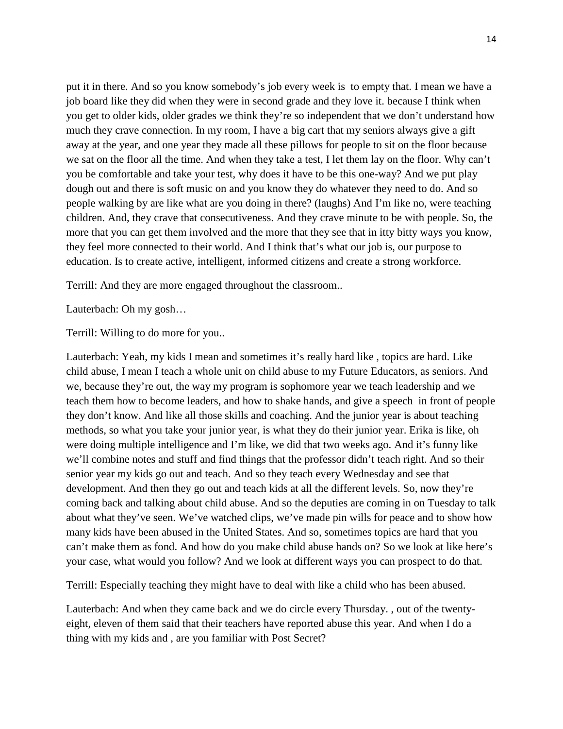put it in there. And so you know somebody's job every week is to empty that. I mean we have a job board like they did when they were in second grade and they love it. because I think when you get to older kids, older grades we think they're so independent that we don't understand how much they crave connection. In my room, I have a big cart that my seniors always give a gift away at the year, and one year they made all these pillows for people to sit on the floor because we sat on the floor all the time. And when they take a test, I let them lay on the floor. Why can't you be comfortable and take your test, why does it have to be this one-way? And we put play dough out and there is soft music on and you know they do whatever they need to do. And so people walking by are like what are you doing in there? (laughs) And I'm like no, were teaching children. And, they crave that consecutiveness. And they crave minute to be with people. So, the more that you can get them involved and the more that they see that in itty bitty ways you know, they feel more connected to their world. And I think that's what our job is, our purpose to education. Is to create active, intelligent, informed citizens and create a strong workforce.

Terrill: And they are more engaged throughout the classroom..

Lauterbach: Oh my gosh…

Terrill: Willing to do more for you..

Lauterbach: Yeah, my kids I mean and sometimes it's really hard like , topics are hard. Like child abuse, I mean I teach a whole unit on child abuse to my Future Educators, as seniors. And we, because they're out, the way my program is sophomore year we teach leadership and we teach them how to become leaders, and how to shake hands, and give a speech in front of people they don't know. And like all those skills and coaching. And the junior year is about teaching methods, so what you take your junior year, is what they do their junior year. Erika is like, oh were doing multiple intelligence and I'm like, we did that two weeks ago. And it's funny like we'll combine notes and stuff and find things that the professor didn't teach right. And so their senior year my kids go out and teach. And so they teach every Wednesday and see that development. And then they go out and teach kids at all the different levels. So, now they're coming back and talking about child abuse. And so the deputies are coming in on Tuesday to talk about what they've seen. We've watched clips, we've made pin wills for peace and to show how many kids have been abused in the United States. And so, sometimes topics are hard that you can't make them as fond. And how do you make child abuse hands on? So we look at like here's your case, what would you follow? And we look at different ways you can prospect to do that.

Terrill: Especially teaching they might have to deal with like a child who has been abused.

Lauterbach: And when they came back and we do circle every Thursday. , out of the twenty-eight, eleven of them said that their teachers have reported abuse this year. And when I do a thing with my kids and , are you familiar with Post Secret?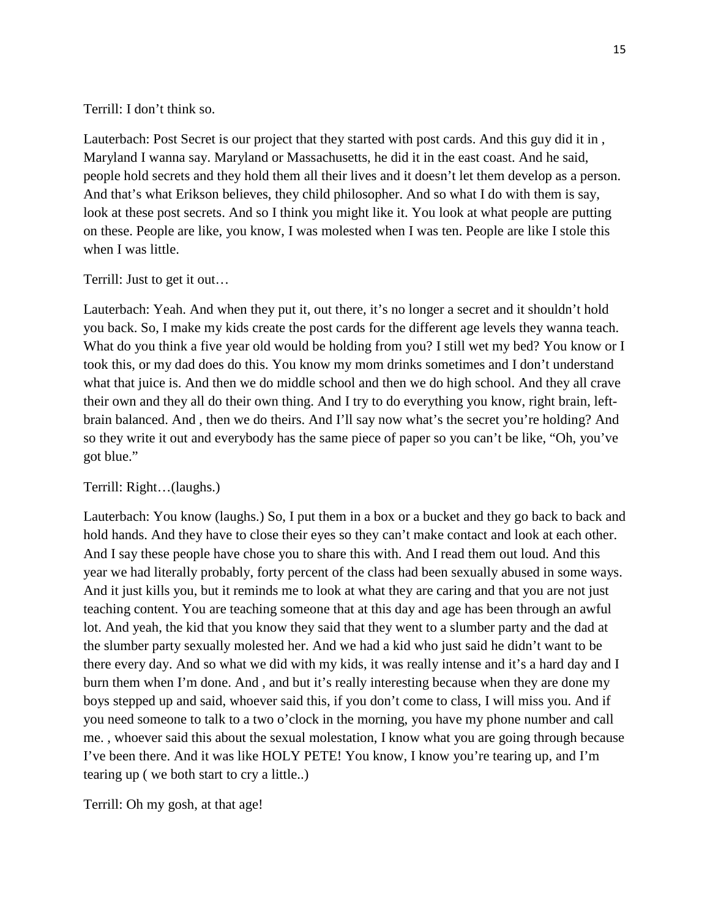Terrill: I don't think so.

Lauterbach: Post Secret is our project that they started with post cards. And this guy did it in , Maryland I wanna say. Maryland or Massachusetts, he did it in the east coast. And he said, people hold secrets and they hold them all their lives and it doesn't let them develop as a person. And that's what Erikson believes, they child philosopher. And so what I do with them is say, look at these post secrets. And so I think you might like it. You look at what people are putting on these. People are like, you know, I was molested when I was ten. People are like I stole this when I was little.

Terrill: Just to get it out…

Lauterbach: Yeah. And when they put it, out there, it's no longer a secret and it shouldn't hold you back. So, I make my kids create the post cards for the different age levels they wanna teach. What do you think a five year old would be holding from you? I still wet my bed? You know or I took this, or my dad does do this. You know my mom drinks sometimes and I don't understand what that juice is. And then we do middle school and then we do high school. And they all crave their own and they all do their own thing. And I try to do everything you know, right brain, left-brain balanced. And , then we do theirs. And I'll say now what's the secret you're holding? And so they write it out and everybody has the same piece of paper so you can't be like, "Oh, you've got blue."

Terrill: Right…(laughs.)

Lauterbach: You know (laughs.) So, I put them in a box or a bucket and they go back to back and hold hands. And they have to close their eyes so they can't make contact and look at each other. And I say these people have chose you to share this with. And I read them out loud. And this year we had literally probably, forty percent of the class had been sexually abused in some ways. And it just kills you, but it reminds me to look at what they are caring and that you are not just teaching content. You are teaching someone that at this day and age has been through an awful lot. And yeah, the kid that you know they said that they went to a slumber party and the dad at the slumber party sexually molested her. And we had a kid who just said he didn't want to be there every day. And so what we did with my kids, it was really intense and it's a hard day and I burn them when I'm done. And , and but it's really interesting because when they are done my boys stepped up and said, whoever said this, if you don't come to class, I will miss you. And if you need someone to talk to a two o'clock in the morning, you have my phone number and call me. , whoever said this about the sexual molestation, I know what you are going through because I've been there. And it was like HOLY PETE! You know, I know you're tearing up, and I'm tearing up ( we both start to cry a little..)

Terrill: Oh my gosh, at that age!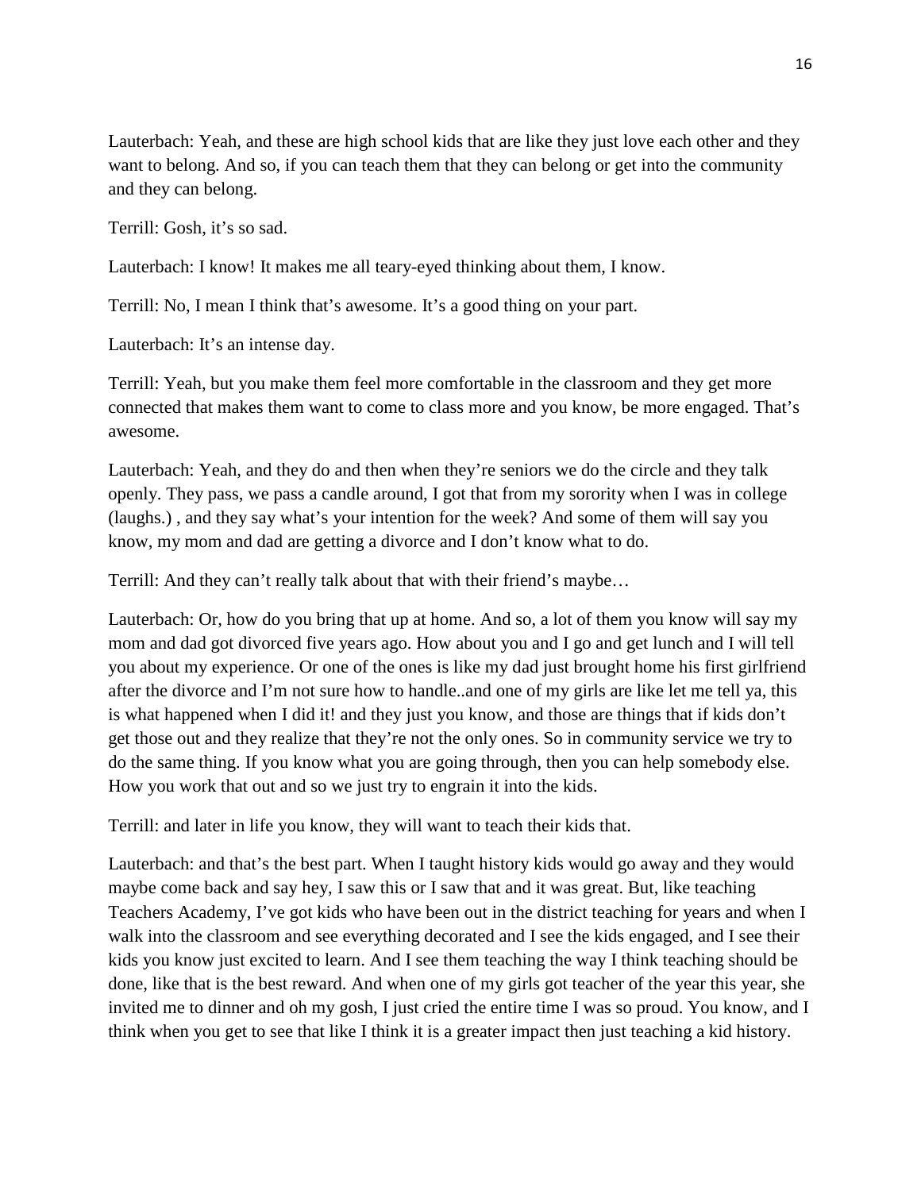Lauterbach: Yeah, and these are high school kids that are like they just love each other and they want to belong. And so, if you can teach them that they can belong or get into the community and they can belong.

Terrill: Gosh, it's so sad.

Lauterbach: I know! It makes me all teary-eyed thinking about them, I know.

Terrill: No, I mean I think that's awesome. It's a good thing on your part.

Lauterbach: It's an intense day.

Terrill: Yeah, but you make them feel more comfortable in the classroom and they get more connected that makes them want to come to class more and you know, be more engaged. That's awesome.

Lauterbach: Yeah, and they do and then when they're seniors we do the circle and they talk openly. They pass, we pass a candle around, I got that from my sorority when I was in college (laughs.) , and they say what's your intention for the week? And some of them will say you know, my mom and dad are getting a divorce and I don't know what to do.

Terrill: And they can't really talk about that with their friend's maybe…

Lauterbach: Or, how do you bring that up at home. And so, a lot of them you know will say my mom and dad got divorced five years ago. How about you and I go and get lunch and I will tell you about my experience. Or one of the ones is like my dad just brought home his first girlfriend after the divorce and I'm not sure how to handle..and one of my girls are like let me tell ya, this is what happened when I did it! and they just you know, and those are things that if kids don't get those out and they realize that they're not the only ones. So in community service we try to do the same thing. If you know what you are going through, then you can help somebody else. How you work that out and so we just try to engrain it into the kids.

Terrill: and later in life you know, they will want to teach their kids that.

Lauterbach: and that's the best part. When I taught history kids would go away and they would maybe come back and say hey, I saw this or I saw that and it was great. But, like teaching Teachers Academy, I've got kids who have been out in the district teaching for years and when I walk into the classroom and see everything decorated and I see the kids engaged, and I see their kids you know just excited to learn. And I see them teaching the way I think teaching should be done, like that is the best reward. And when one of my girls got teacher of the year this year, she invited me to dinner and oh my gosh, I just cried the entire time I was so proud. You know, and I think when you get to see that like I think it is a greater impact then just teaching a kid history.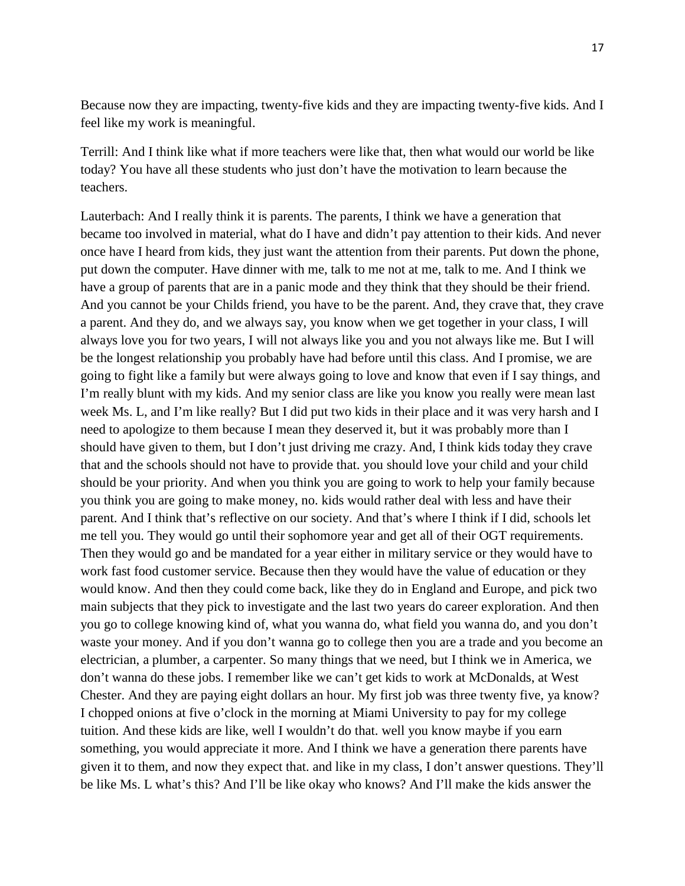Because now they are impacting, twenty-five kids and they are impacting twenty-five kids. And I feel like my work is meaningful.

Terrill: And I think like what if more teachers were like that, then what would our world be like today? You have all these students who just don't have the motivation to learn because the teachers.

Lauterbach: And I really think it is parents. The parents, I think we have a generation that became too involved in material, what do I have and didn't pay attention to their kids. And never once have I heard from kids, they just want the attention from their parents. Put down the phone, put down the computer. Have dinner with me, talk to me not at me, talk to me. And I think we have a group of parents that are in a panic mode and they think that they should be their friend. And you cannot be your Childs friend, you have to be the parent. And, they crave that, they crave a parent. And they do, and we always say, you know when we get together in your class, I will always love you for two years, I will not always like you and you not always like me. But I will be the longest relationship you probably have had before until this class. And I promise, we are going to fight like a family but were always going to love and know that even if I say things, and I'm really blunt with my kids. And my senior class are like you know you really were mean last week Ms. L, and I'm like really? But I did put two kids in their place and it was very harsh and I need to apologize to them because I mean they deserved it, but it was probably more than I should have given to them, but I don't just driving me crazy. And, I think kids today they crave that and the schools should not have to provide that. you should love your child and your child should be your priority. And when you think you are going to work to help your family because you think you are going to make money, no. kids would rather deal with less and have their parent. And I think that's reflective on our society. And that's where I think if I did, schools let me tell you. They would go until their sophomore year and get all of their OGT requirements. Then they would go and be mandated for a year either in military service or they would have to work fast food customer service. Because then they would have the value of education or they would know. And then they could come back, like they do in England and Europe, and pick two main subjects that they pick to investigate and the last two years do career exploration. And then you go to college knowing kind of, what you wanna do, what field you wanna do, and you don't waste your money. And if you don't wanna go to college then you are a trade and you become an electrician, a plumber, a carpenter. So many things that we need, but I think we in America, we don't wanna do these jobs. I remember like we can't get kids to work at McDonalds, at West Chester. And they are paying eight dollars an hour. My first job was three twenty five, ya know? I chopped onions at five o'clock in the morning at Miami University to pay for my college tuition. And these kids are like, well I wouldn't do that. well you know maybe if you earn something, you would appreciate it more. And I think we have a generation there parents have given it to them, and now they expect that. and like in my class, I don't answer questions. They'll be like Ms. L what's this? And I'll be like okay who knows? And I'll make the kids answer the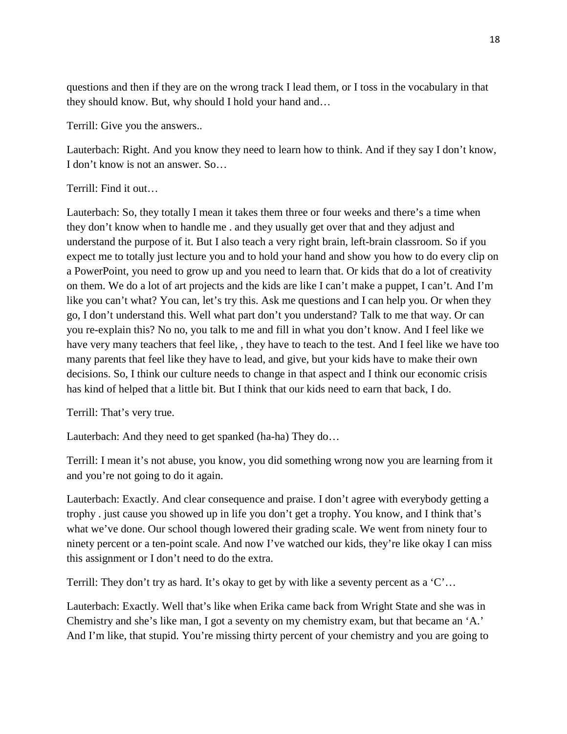questions and then if they are on the wrong track I lead them, or I toss in the vocabulary in that they should know. But, why should I hold your hand and…

Terrill: Give you the answers..

Lauterbach: Right. And you know they need to learn how to think. And if they say I don't know, I don't know is not an answer. So…

Terrill: Find it out…

Lauterbach: So, they totally I mean it takes them three or four weeks and there's a time when they don't know when to handle me . and they usually get over that and they adjust and understand the purpose of it. But I also teach a very right brain, left-brain classroom. So if you expect me to totally just lecture you and to hold your hand and show you how to do every clip on a PowerPoint, you need to grow up and you need to learn that. Or kids that do a lot of creativity on them. We do a lot of art projects and the kids are like I can't make a puppet, I can't. And I'm like you can't what? You can, let's try this. Ask me questions and I can help you. Or when they go, I don't understand this. Well what part don't you understand? Talk to me that way. Or can you re-explain this? No no, you talk to me and fill in what you don't know. And I feel like we have very many teachers that feel like, , they have to teach to the test. And I feel like we have too many parents that feel like they have to lead, and give, but your kids have to make their own decisions. So, I think our culture needs to change in that aspect and I think our economic crisis has kind of helped that a little bit. But I think that our kids need to earn that back, I do.

Terrill: That's very true.

Lauterbach: And they need to get spanked (ha-ha) They do…

Terrill: I mean it's not abuse, you know, you did something wrong now you are learning from it and you're not going to do it again.

Lauterbach: Exactly. And clear consequence and praise. I don't agree with everybody getting a trophy . just cause you showed up in life you don't get a trophy. You know, and I think that's what we've done. Our school though lowered their grading scale. We went from ninety four to ninety percent or a ten-point scale. And now I've watched our kids, they're like okay I can miss this assignment or I don't need to do the extra.

Terrill: They don't try as hard. It's okay to get by with like a seventy percent as a 'C'…

Lauterbach: Exactly. Well that's like when Erika came back from Wright State and she was in Chemistry and she's like man, I got a seventy on my chemistry exam, but that became an 'A.' And I'm like, that stupid. You're missing thirty percent of your chemistry and you are going to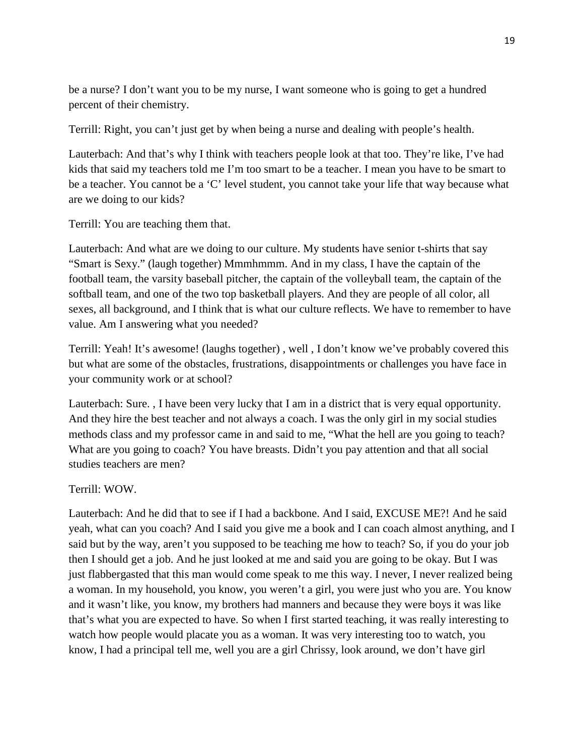be a nurse? I don't want you to be my nurse, I want someone who is going to get a hundred percent of their chemistry.

Terrill: Right, you can't just get by when being a nurse and dealing with people's health.

Lauterbach: And that's why I think with teachers people look at that too. They're like, I've had kids that said my teachers told me I'm too smart to be a teacher. I mean you have to be smart to be a teacher. You cannot be a 'C' level student, you cannot take your life that way because what are we doing to our kids?

Terrill: You are teaching them that.

Lauterbach: And what are we doing to our culture. My students have senior t-shirts that say "Smart is Sexy." (laugh together) Mmmhmmm. And in my class, I have the captain of the football team, the varsity baseball pitcher, the captain of the volleyball team, the captain of the softball team, and one of the two top basketball players. And they are people of all color, all sexes, all background, and I think that is what our culture reflects. We have to remember to have value. Am I answering what you needed?

Terrill: Yeah! It's awesome! (laughs together) , well , I don't know we've probably covered this but what are some of the obstacles, frustrations, disappointments or challenges you have face in your community work or at school?

Lauterbach: Sure. , I have been very lucky that I am in a district that is very equal opportunity. And they hire the best teacher and not always a coach. I was the only girl in my social studies methods class and my professor came in and said to me, "What the hell are you going to teach? What are you going to coach? You have breasts. Didn't you pay attention and that all social studies teachers are men?

Terrill: WOW.

Lauterbach: And he did that to see if I had a backbone. And I said, EXCUSE ME?! And he said yeah, what can you coach? And I said you give me a book and I can coach almost anything, and I said but by the way, aren't you supposed to be teaching me how to teach? So, if you do your job then I should get a job. And he just looked at me and said you are going to be okay. But I was just flabbergasted that this man would come speak to me this way. I never, I never realized being a woman. In my household, you know, you weren't a girl, you were just who you are. You know and it wasn't like, you know, my brothers had manners and because they were boys it was like that's what you are expected to have. So when I first started teaching, it was really interesting to watch how people would placate you as a woman. It was very interesting too to watch, you know, I had a principal tell me, well you are a girl Chrissy, look around, we don't have girl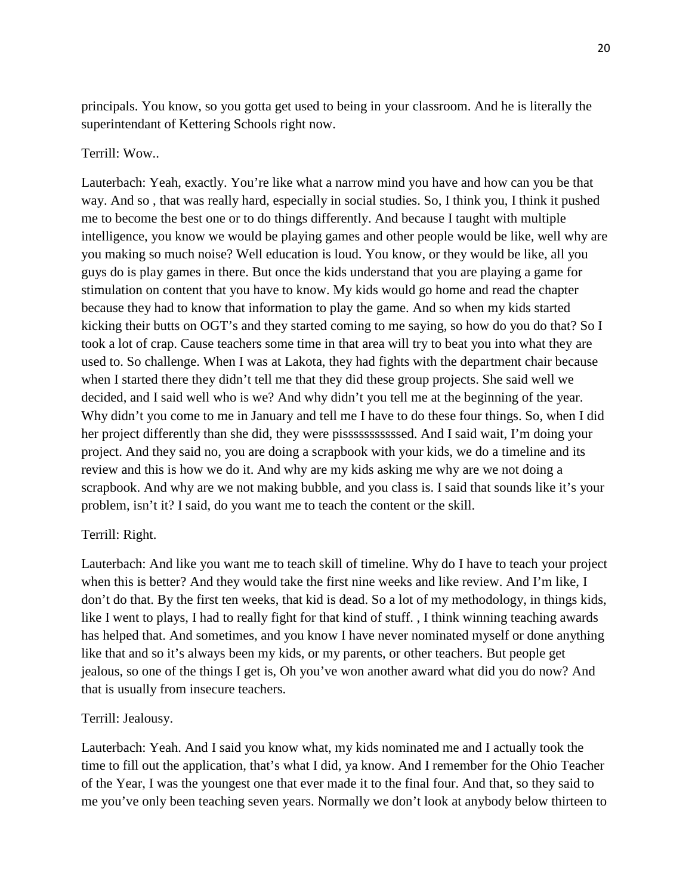principals. You know, so you gotta get used to being in your classroom. And he is literally the superintendant of Kettering Schools right now.

Terrill: Wow..

Lauterbach: Yeah, exactly. You're like what a narrow mind you have and how can you be that way. And so , that was really hard, especially in social studies. So, I think you, I think it pushed me to become the best one or to do things differently. And because I taught with multiple intelligence, you know we would be playing games and other people would be like, well why are you making so much noise? Well education is loud. You know, or they would be like, all you guys do is play games in there. But once the kids understand that you are playing a game for stimulation on content that you have to know. My kids would go home and read the chapter because they had to know that information to play the game. And so when my kids started kicking their butts on OGT's and they started coming to me saying, so how do you do that? So I took a lot of crap. Cause teachers some time in that area will try to beat you into what they are used to. So challenge. When I was at Lakota, they had fights with the department chair because when I started there they didn't tell me that they did these group projects. She said well we decided, and I said well who is we? And why didn't you tell me at the beginning of the year. Why didn't you come to me in January and tell me I have to do these four things. So, when I did her project differently than she did, they were pisssssssssssed. And I said wait, I'm doing your project. And they said no, you are doing a scrapbook with your kids, we do a timeline and its review and this is how we do it. And why are my kids asking me why are we not doing a scrapbook. And why are we not making bubble, and you class is. I said that sounds like it's your problem, isn't it? I said, do you want me to teach the content or the skill.

Terrill: Right.

Lauterbach: And like you want me to teach skill of timeline. Why do I have to teach your project when this is better? And they would take the first nine weeks and like review. And I'm like, I don't do that. By the first ten weeks, that kid is dead. So a lot of my methodology, in things kids, like I went to plays, I had to really fight for that kind of stuff. , I think winning teaching awards has helped that. And sometimes, and you know I have never nominated myself or done anything like that and so it's always been my kids, or my parents, or other teachers. But people get jealous, so one of the things I get is, Oh you've won another award what did you do now? And that is usually from insecure teachers.

Terrill: Jealousy.

Lauterbach: Yeah. And I said you know what, my kids nominated me and I actually took the time to fill out the application, that's what I did, ya know. And I remember for the Ohio Teacher of the Year, I was the youngest one that ever made it to the final four. And that, so they said to me you've only been teaching seven years. Normally we don't look at anybody below thirteen to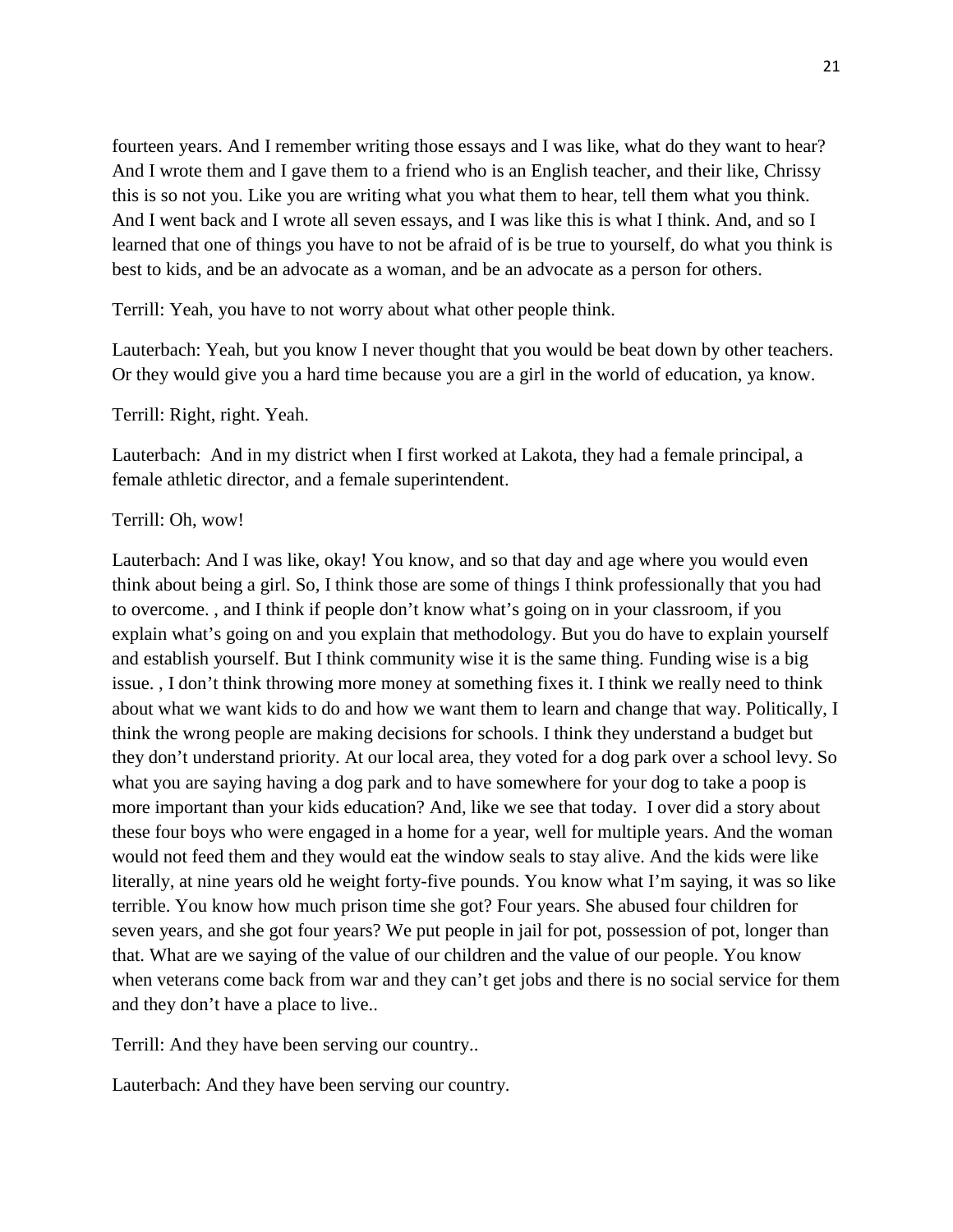fourteen years. And I remember writing those essays and I was like, what do they want to hear? And I wrote them and I gave them to a friend who is an English teacher, and their like, Chrissy this is so not you. Like you are writing what you what them to hear, tell them what you think. And I went back and I wrote all seven essays, and I was like this is what I think. And, and so I learned that one of things you have to not be afraid of is be true to yourself, do what you think is best to kids, and be an advocate as a woman, and be an advocate as a person for others.

Terrill: Yeah, you have to not worry about what other people think.

Lauterbach: Yeah, but you know I never thought that you would be beat down by other teachers. Or they would give you a hard time because you are a girl in the world of education, ya know.

Terrill: Right, right. Yeah.

Lauterbach: And in my district when I first worked at Lakota, they had a female principal, a female athletic director, and a female superintendent.

Terrill: Oh, wow!

Lauterbach: And I was like, okay! You know, and so that day and age where you would even think about being a girl. So, I think those are some of things I think professionally that you had to overcome. , and I think if people don't know what's going on in your classroom, if you explain what's going on and you explain that methodology. But you do have to explain yourself and establish yourself. But I think community wise it is the same thing. Funding wise is a big issue. , I don't think throwing more money at something fixes it. I think we really need to think about what we want kids to do and how we want them to learn and change that way. Politically, I think the wrong people are making decisions for schools. I think they understand a budget but they don't understand priority. At our local area, they voted for a dog park over a school levy. So what you are saying having a dog park and to have somewhere for your dog to take a poop is more important than your kids education? And, like we see that today. I over did a story about these four boys who were engaged in a home for a year, well for multiple years. And the woman would not feed them and they would eat the window seals to stay alive. And the kids were like literally, at nine years old he weight forty-five pounds. You know what I'm saying, it was so like terrible. You know how much prison time she got? Four years. She abused four children for seven years, and she got four years? We put people in jail for pot, possession of pot, longer than that. What are we saying of the value of our children and the value of our people. You know when veterans come back from war and they can't get jobs and there is no social service for them and they don't have a place to live..

Terrill: And they have been serving our country..

Lauterbach: And they have been serving our country.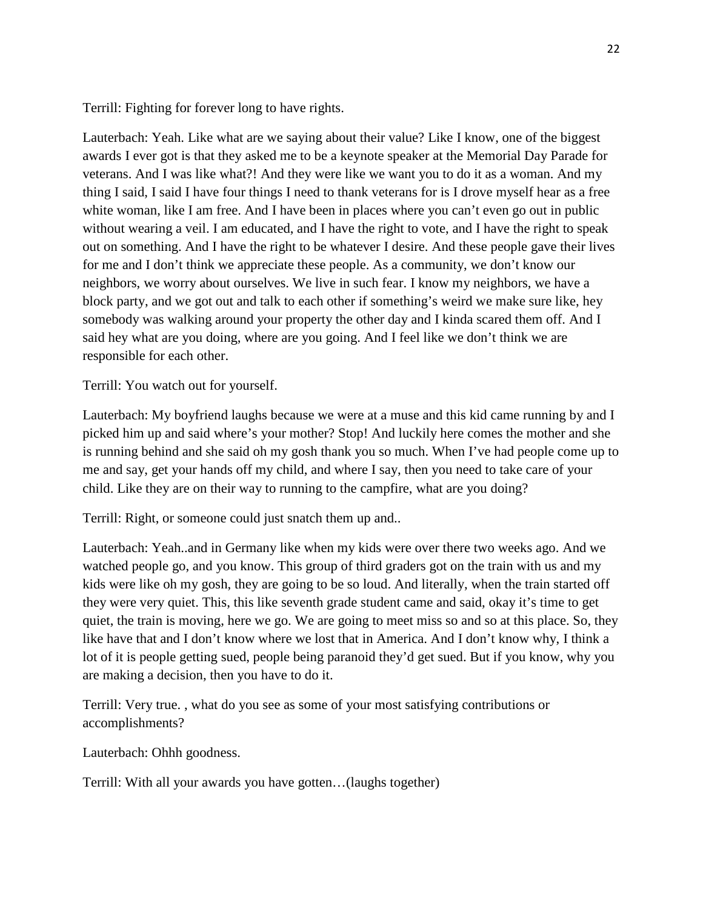Terrill: Fighting for forever long to have rights.

Lauterbach: Yeah. Like what are we saying about their value? Like I know, one of the biggest awards I ever got is that they asked me to be a keynote speaker at the Memorial Day Parade for veterans. And I was like what?! And they were like we want you to do it as a woman. And my thing I said, I said I have four things I need to thank veterans for is I drove myself hear as a free white woman, like I am free. And I have been in places where you can't even go out in public without wearing a veil. I am educated, and I have the right to vote, and I have the right to speak out on something. And I have the right to be whatever I desire. And these people gave their lives for me and I don't think we appreciate these people. As a community, we don't know our neighbors, we worry about ourselves. We live in such fear. I know my neighbors, we have a block party, and we got out and talk to each other if something's weird we make sure like, hey somebody was walking around your property the other day and I kinda scared them off. And I said hey what are you doing, where are you going. And I feel like we don't think we are responsible for each other.

Terrill: You watch out for yourself.

Lauterbach: My boyfriend laughs because we were at a muse and this kid came running by and I picked him up and said where's your mother? Stop! And luckily here comes the mother and she is running behind and she said oh my gosh thank you so much. When I've had people come up to me and say, get your hands off my child, and where I say, then you need to take care of your child. Like they are on their way to running to the campfire, what are you doing?

Terrill: Right, or someone could just snatch them up and..

Lauterbach: Yeah..and in Germany like when my kids were over there two weeks ago. And we watched people go, and you know. This group of third graders got on the train with us and my kids were like oh my gosh, they are going to be so loud. And literally, when the train started off they were very quiet. This, this like seventh grade student came and said, okay it's time to get quiet, the train is moving, here we go. We are going to meet miss so and so at this place. So, they like have that and I don't know where we lost that in America. And I don't know why, I think a lot of it is people getting sued, people being paranoid they'd get sued. But if you know, why you are making a decision, then you have to do it.

Terrill: Very true. , what do you see as some of your most satisfying contributions or accomplishments?

Lauterbach: Ohhh goodness.

Terrill: With all your awards you have gotten…(laughs together)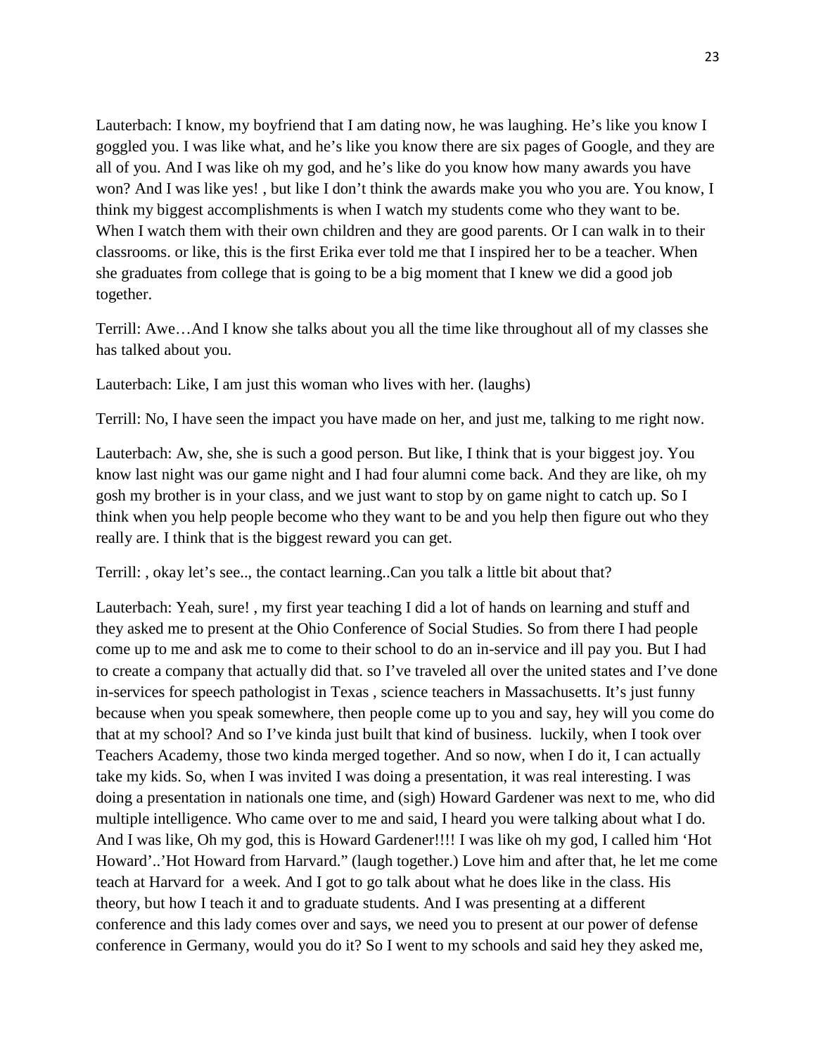Lauterbach: I know, my boyfriend that I am dating now, he was laughing. He's like you know I goggled you. I was like what, and he's like you know there are six pages of Google, and they are all of you. And I was like oh my god, and he's like do you know how many awards you have won? And I was like yes! , but like I don't think the awards make you who you are. You know, I think my biggest accomplishments is when I watch my students come who they want to be. When I watch them with their own children and they are good parents. Or I can walk in to their classrooms. or like, this is the first Erika ever told me that I inspired her to be a teacher. When she graduates from college that is going to be a big moment that I knew we did a good job together.

Terrill: Awe…And I know she talks about you all the time like throughout all of my classes she has talked about you.

Lauterbach: Like, I am just this woman who lives with her. (laughs)

Terrill: No, I have seen the impact you have made on her, and just me, talking to me right now.

Lauterbach: Aw, she, she is such a good person. But like, I think that is your biggest joy. You know last night was our game night and I had four alumni come back. And they are like, oh my gosh my brother is in your class, and we just want to stop by on game night to catch up. So I think when you help people become who they want to be and you help then figure out who they really are. I think that is the biggest reward you can get.

Terrill: , okay let's see.., the contact learning..Can you talk a little bit about that?

Lauterbach: Yeah, sure! , my first year teaching I did a lot of hands on learning and stuff and they asked me to present at the Ohio Conference of Social Studies. So from there I had people come up to me and ask me to come to their school to do an in-service and ill pay you. But I had to create a company that actually did that. so I've traveled all over the united states and I've done in-services for speech pathologist in Texas , science teachers in Massachusetts. It's just funny because when you speak somewhere, then people come up to you and say, hey will you come do that at my school? And so I've kinda just built that kind of business. luckily, when I took over Teachers Academy, those two kinda merged together. And so now, when I do it, I can actually take my kids. So, when I was invited I was doing a presentation, it was real interesting. I was doing a presentation in nationals one time, and (sigh) Howard Gardener was next to me, who did multiple intelligence. Who came over to me and said, I heard you were talking about what I do. And I was like, Oh my god, this is Howard Gardener!!!! I was like oh my god, I called him 'Hot Howard'..'Hot Howard from Harvard." (laugh together.) Love him and after that, he let me come teach at Harvard for a week. And I got to go talk about what he does like in the class. His theory, but how I teach it and to graduate students. And I was presenting at a different conference and this lady comes over and says, we need you to present at our power of defense conference in Germany, would you do it? So I went to my schools and said hey they asked me,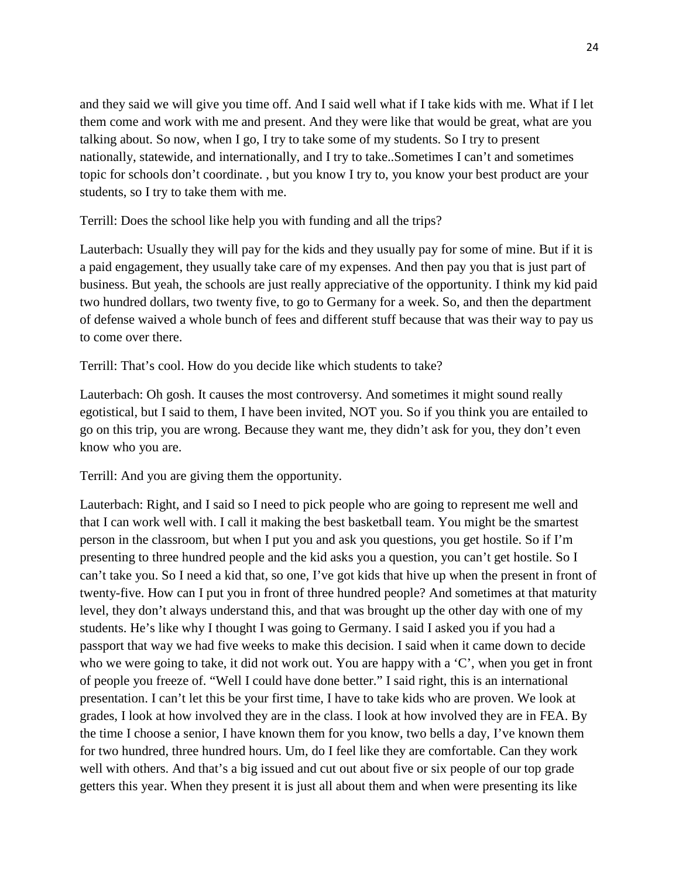and they said we will give you time off. And I said well what if I take kids with me. What if I let them come and work with me and present. And they were like that would be great, what are you talking about. So now, when I go, I try to take some of my students. So I try to present nationally, statewide, and internationally, and I try to take..Sometimes I can't and sometimes topic for schools don't coordinate. , but you know I try to, you know your best product are your students, so I try to take them with me.

Terrill: Does the school like help you with funding and all the trips?

Lauterbach: Usually they will pay for the kids and they usually pay for some of mine. But if it is a paid engagement, they usually take care of my expenses. And then pay you that is just part of business. But yeah, the schools are just really appreciative of the opportunity. I think my kid paid two hundred dollars, two twenty five, to go to Germany for a week. So, and then the department of defense waived a whole bunch of fees and different stuff because that was their way to pay us to come over there.

Terrill: That's cool. How do you decide like which students to take?

Lauterbach: Oh gosh. It causes the most controversy. And sometimes it might sound really egotistical, but I said to them, I have been invited, NOT you. So if you think you are entailed to go on this trip, you are wrong. Because they want me, they didn't ask for you, they don't even know who you are.

Terrill: And you are giving them the opportunity.

Lauterbach: Right, and I said so I need to pick people who are going to represent me well and that I can work well with. I call it making the best basketball team. You might be the smartest person in the classroom, but when I put you and ask you questions, you get hostile. So if I'm presenting to three hundred people and the kid asks you a question, you can't get hostile. So I can't take you. So I need a kid that, so one, I've got kids that hive up when the present in front of twenty-five. How can I put you in front of three hundred people? And sometimes at that maturity level, they don't always understand this, and that was brought up the other day with one of my students. He's like why I thought I was going to Germany. I said I asked you if you had a passport that way we had five weeks to make this decision. I said when it came down to decide who we were going to take, it did not work out. You are happy with a 'C', when you get in front of people you freeze of. "Well I could have done better." I said right, this is an international presentation. I can't let this be your first time, I have to take kids who are proven. We look at grades, I look at how involved they are in the class. I look at how involved they are in FEA. By the time I choose a senior, I have known them for you know, two bells a day, I've known them for two hundred, three hundred hours. Um, do I feel like they are comfortable. Can they work well with others. And that's a big issued and cut out about five or six people of our top grade getters this year. When they present it is just all about them and when were presenting its like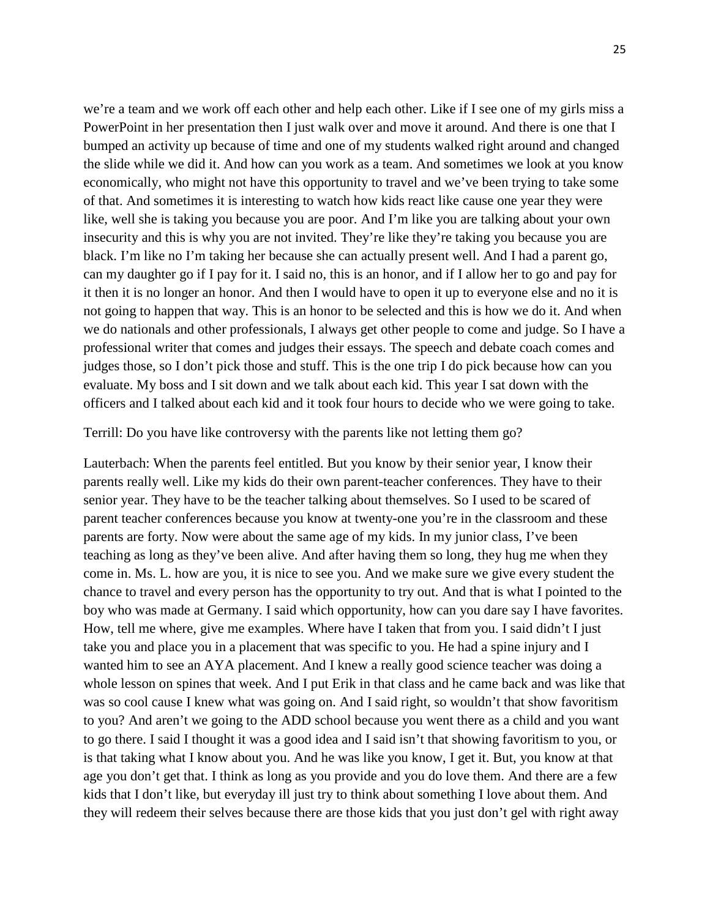we're a team and we work off each other and help each other. Like if I see one of my girls miss a PowerPoint in her presentation then I just walk over and move it around. And there is one that I bumped an activity up because of time and one of my students walked right around and changed the slide while we did it. And how can you work as a team. And sometimes we look at you know economically, who might not have this opportunity to travel and we've been trying to take some of that. And sometimes it is interesting to watch how kids react like cause one year they were like, well she is taking you because you are poor. And I'm like you are talking about your own insecurity and this is why you are not invited. They're like they're taking you because you are black. I'm like no I'm taking her because she can actually present well. And I had a parent go, can my daughter go if I pay for it. I said no, this is an honor, and if I allow her to go and pay for it then it is no longer an honor. And then I would have to open it up to everyone else and no it is not going to happen that way. This is an honor to be selected and this is how we do it. And when we do nationals and other professionals, I always get other people to come and judge. So I have a professional writer that comes and judges their essays. The speech and debate coach comes and judges those, so I don't pick those and stuff. This is the one trip I do pick because how can you evaluate. My boss and I sit down and we talk about each kid. This year I sat down with the officers and I talked about each kid and it took four hours to decide who we were going to take.

Terrill: Do you have like controversy with the parents like not letting them go?

Lauterbach: When the parents feel entitled. But you know by their senior year, I know their parents really well. Like my kids do their own parent-teacher conferences. They have to their senior year. They have to be the teacher talking about themselves. So I used to be scared of parent teacher conferences because you know at twenty-one you're in the classroom and these parents are forty. Now were about the same age of my kids. In my junior class, I've been teaching as long as they've been alive. And after having them so long, they hug me when they come in. Ms. L. how are you, it is nice to see you. And we make sure we give every student the chance to travel and every person has the opportunity to try out. And that is what I pointed to the boy who was made at Germany. I said which opportunity, how can you dare say I have favorites. How, tell me where, give me examples. Where have I taken that from you. I said didn't I just take you and place you in a placement that was specific to you. He had a spine injury and I wanted him to see an AYA placement. And I knew a really good science teacher was doing a whole lesson on spines that week. And I put Erik in that class and he came back and was like that was so cool cause I knew what was going on. And I said right, so wouldn't that show favoritism to you? And aren't we going to the ADD school because you went there as a child and you want to go there. I said I thought it was a good idea and I said isn't that showing favoritism to you, or is that taking what I know about you. And he was like you know, I get it. But, you know at that age you don't get that. I think as long as you provide and you do love them. And there are a few kids that I don't like, but everyday ill just try to think about something I love about them. And they will redeem their selves because there are those kids that you just don't gel with right away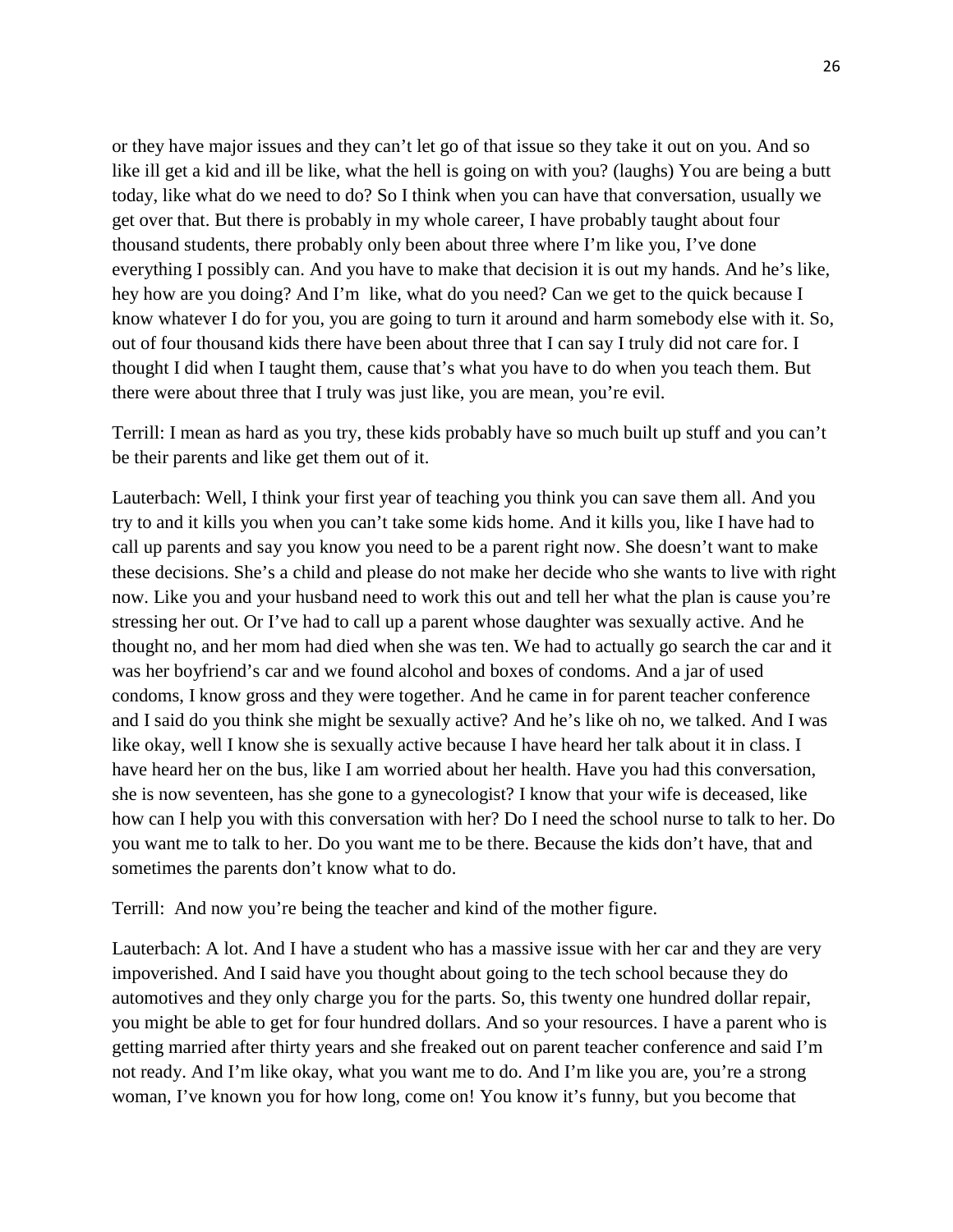or they have major issues and they can't let go of that issue so they take it out on you. And so like ill get a kid and ill be like, what the hell is going on with you? (laughs) You are being a butt today, like what do we need to do? So I think when you can have that conversation, usually we get over that. But there is probably in my whole career, I have probably taught about four thousand students, there probably only been about three where I'm like you, I've done everything I possibly can. And you have to make that decision it is out my hands. And he's like, hey how are you doing? And I'm like, what do you need? Can we get to the quick because I know whatever I do for you, you are going to turn it around and harm somebody else with it. So, out of four thousand kids there have been about three that I can say I truly did not care for. I thought I did when I taught them, cause that's what you have to do when you teach them. But there were about three that I truly was just like, you are mean, you're evil.

Terrill: I mean as hard as you try, these kids probably have so much built up stuff and you can't be their parents and like get them out of it.

Lauterbach: Well, I think your first year of teaching you think you can save them all. And you try to and it kills you when you can't take some kids home. And it kills you, like I have had to call up parents and say you know you need to be a parent right now. She doesn't want to make these decisions. She's a child and please do not make her decide who she wants to live with right now. Like you and your husband need to work this out and tell her what the plan is cause you're stressing her out. Or I've had to call up a parent whose daughter was sexually active. And he thought no, and her mom had died when she was ten. We had to actually go search the car and it was her boyfriend's car and we found alcohol and boxes of condoms. And a jar of used condoms, I know gross and they were together. And he came in for parent teacher conference and I said do you think she might be sexually active? And he's like oh no, we talked. And I was like okay, well I know she is sexually active because I have heard her talk about it in class. I have heard her on the bus, like I am worried about her health. Have you had this conversation, she is now seventeen, has she gone to a gynecologist? I know that your wife is deceased, like how can I help you with this conversation with her? Do I need the school nurse to talk to her. Do you want me to talk to her. Do you want me to be there. Because the kids don't have, that and sometimes the parents don't know what to do.

Terrill: And now you're being the teacher and kind of the mother figure.

Lauterbach: A lot. And I have a student who has a massive issue with her car and they are very impoverished. And I said have you thought about going to the tech school because they do automotives and they only charge you for the parts. So, this twenty one hundred dollar repair, you might be able to get for four hundred dollars. And so your resources. I have a parent who is getting married after thirty years and she freaked out on parent teacher conference and said I'm not ready. And I'm like okay, what you want me to do. And I'm like you are, you're a strong woman, I've known you for how long, come on! You know it's funny, but you become that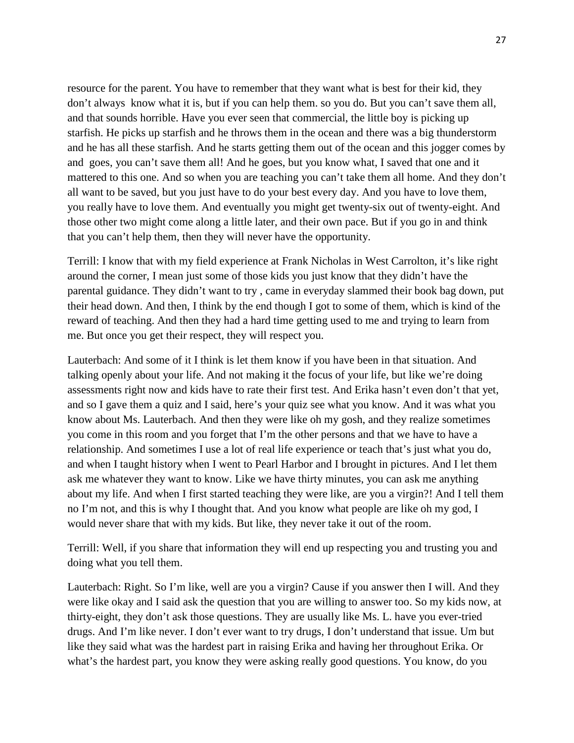resource for the parent. You have to remember that they want what is best for their kid, they don't always know what it is, but if you can help them. so you do. But you can't save them all, and that sounds horrible. Have you ever seen that commercial, the little boy is picking up starfish. He picks up starfish and he throws them in the ocean and there was a big thunderstorm and he has all these starfish. And he starts getting them out of the ocean and this jogger comes by and goes, you can't save them all! And he goes, but you know what, I saved that one and it mattered to this one. And so when you are teaching you can't take them all home. And they don't all want to be saved, but you just have to do your best every day. And you have to love them, you really have to love them. And eventually you might get twenty-six out of twenty-eight. And those other two might come along a little later, and their own pace. But if you go in and think that you can't help them, then they will never have the opportunity.

Terrill: I know that with my field experience at Frank Nicholas in West Carrolton, it's like right around the corner, I mean just some of those kids you just know that they didn't have the parental guidance. They didn't want to try , came in everyday slammed their book bag down, put their head down. And then, I think by the end though I got to some of them, which is kind of the reward of teaching. And then they had a hard time getting used to me and trying to learn from me. But once you get their respect, they will respect you.

Lauterbach: And some of it I think is let them know if you have been in that situation. And talking openly about your life. And not making it the focus of your life, but like we're doing assessments right now and kids have to rate their first test. And Erika hasn't even don't that yet, and so I gave them a quiz and I said, here's your quiz see what you know. And it was what you know about Ms. Lauterbach. And then they were like oh my gosh, and they realize sometimes you come in this room and you forget that I'm the other persons and that we have to have a relationship. And sometimes I use a lot of real life experience or teach that's just what you do, and when I taught history when I went to Pearl Harbor and I brought in pictures. And I let them ask me whatever they want to know. Like we have thirty minutes, you can ask me anything about my life. And when I first started teaching they were like, are you a virgin?! And I tell them no I'm not, and this is why I thought that. And you know what people are like oh my god, I would never share that with my kids. But like, they never take it out of the room.

Terrill: Well, if you share that information they will end up respecting you and trusting you and doing what you tell them.

Lauterbach: Right. So I'm like, well are you a virgin? Cause if you answer then I will. And they were like okay and I said ask the question that you are willing to answer too. So my kids now, at thirty-eight, they don't ask those questions. They are usually like Ms. L. have you ever-tried drugs. And I'm like never. I don't ever want to try drugs, I don't understand that issue. Um but like they said what was the hardest part in raising Erika and having her throughout Erika. Or what's the hardest part, you know they were asking really good questions. You know, do you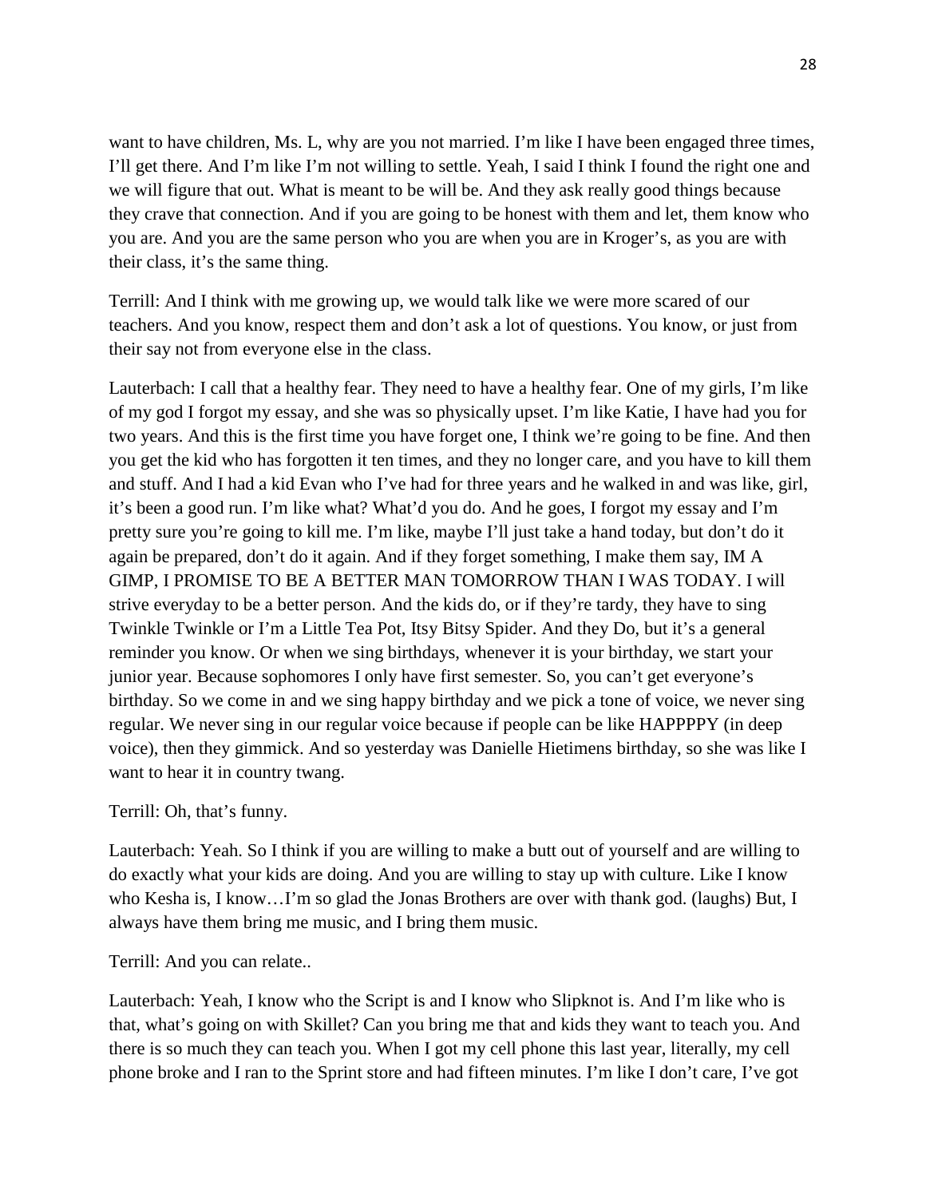want to have children, Ms. L, why are you not married. I'm like I have been engaged three times, I'll get there. And I'm like I'm not willing to settle. Yeah, I said I think I found the right one and we will figure that out. What is meant to be will be. And they ask really good things because they crave that connection. And if you are going to be honest with them and let, them know who you are. And you are the same person who you are when you are in Kroger's, as you are with their class, it's the same thing.

Terrill: And I think with me growing up, we would talk like we were more scared of our teachers. And you know, respect them and don't ask a lot of questions. You know, or just from their say not from everyone else in the class.

Lauterbach: I call that a healthy fear. They need to have a healthy fear. One of my girls, I'm like of my god I forgot my essay, and she was so physically upset. I'm like Katie, I have had you for two years. And this is the first time you have forget one, I think we're going to be fine. And then you get the kid who has forgotten it ten times, and they no longer care, and you have to kill them and stuff. And I had a kid Evan who I've had for three years and he walked in and was like, girl, it's been a good run. I'm like what? What'd you do. And he goes, I forgot my essay and I'm pretty sure you're going to kill me. I'm like, maybe I'll just take a hand today, but don't do it again be prepared, don't do it again. And if they forget something, I make them say, IM A GIMP, I PROMISE TO BE A BETTER MAN TOMORROW THAN I WAS TODAY. I will strive everyday to be a better person. And the kids do, or if they're tardy, they have to sing Twinkle Twinkle or I'm a Little Tea Pot, Itsy Bitsy Spider. And they Do, but it's a general reminder you know. Or when we sing birthdays, whenever it is your birthday, we start your junior year. Because sophomores I only have first semester. So, you can't get everyone's birthday. So we come in and we sing happy birthday and we pick a tone of voice, we never sing regular. We never sing in our regular voice because if people can be like HAPPPPY (in deep voice), then they gimmick. And so yesterday was Danielle Hietimens birthday, so she was like I want to hear it in country twang.

Terrill: Oh, that's funny.

Lauterbach: Yeah. So I think if you are willing to make a butt out of yourself and are willing to do exactly what your kids are doing. And you are willing to stay up with culture. Like I know who Kesha is, I know…I'm so glad the Jonas Brothers are over with thank god. (laughs) But, I always have them bring me music, and I bring them music.

Terrill: And you can relate..

Lauterbach: Yeah, I know who the Script is and I know who Slipknot is. And I'm like who is that, what's going on with Skillet? Can you bring me that and kids they want to teach you. And there is so much they can teach you. When I got my cell phone this last year, literally, my cell phone broke and I ran to the Sprint store and had fifteen minutes. I'm like I don't care, I've got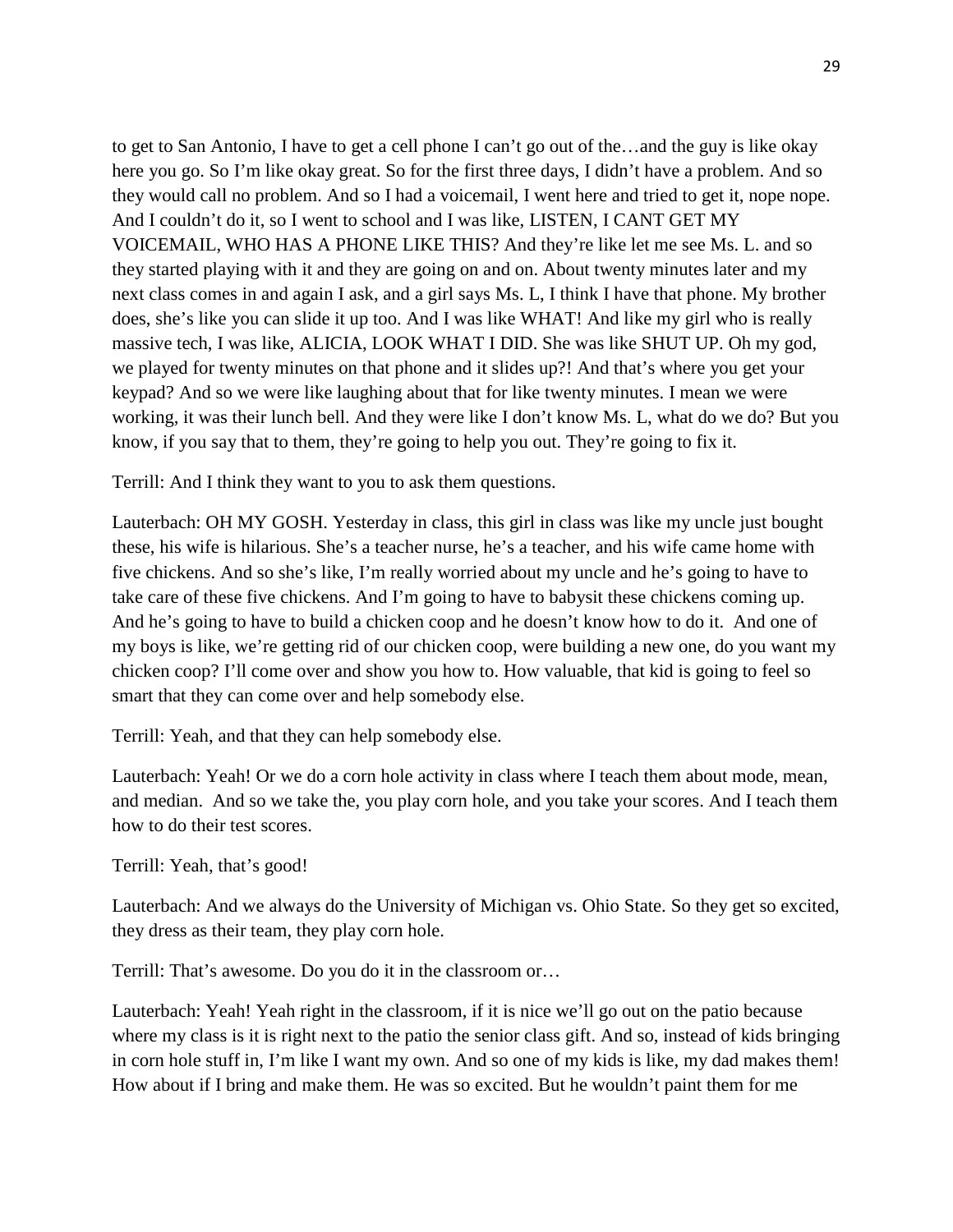to get to San Antonio, I have to get a cell phone I can't go out of the…and the guy is like okay here you go. So I'm like okay great. So for the first three days, I didn't have a problem. And so they would call no problem. And so I had a voicemail, I went here and tried to get it, nope nope. And I couldn't do it, so I went to school and I was like, LISTEN, I CANT GET MY VOICEMAIL, WHO HAS A PHONE LIKE THIS? And they're like let me see Ms. L. and so they started playing with it and they are going on and on. About twenty minutes later and my next class comes in and again I ask, and a girl says Ms. L, I think I have that phone. My brother does, she's like you can slide it up too. And I was like WHAT! And like my girl who is really massive tech, I was like, ALICIA, LOOK WHAT I DID. She was like SHUT UP. Oh my god, we played for twenty minutes on that phone and it slides up?! And that's where you get your keypad? And so we were like laughing about that for like twenty minutes. I mean we were working, it was their lunch bell. And they were like I don't know Ms. L, what do we do? But you know, if you say that to them, they're going to help you out. They're going to fix it.

Terrill: And I think they want to you to ask them questions.

Lauterbach: OH MY GOSH. Yesterday in class, this girl in class was like my uncle just bought these, his wife is hilarious. She's a teacher nurse, he's a teacher, and his wife came home with five chickens. And so she's like, I'm really worried about my uncle and he's going to have to take care of these five chickens. And I'm going to have to babysit these chickens coming up. And he's going to have to build a chicken coop and he doesn't know how to do it. And one of my boys is like, we're getting rid of our chicken coop, were building a new one, do you want my chicken coop? I'll come over and show you how to. How valuable, that kid is going to feel so smart that they can come over and help somebody else.

Terrill: Yeah, and that they can help somebody else.

Lauterbach: Yeah! Or we do a corn hole activity in class where I teach them about mode, mean, and median. And so we take the, you play corn hole, and you take your scores. And I teach them how to do their test scores.

Terrill: Yeah, that's good!

Lauterbach: And we always do the University of Michigan vs. Ohio State. So they get so excited, they dress as their team, they play corn hole.

Terrill: That's awesome. Do you do it in the classroom or…

Lauterbach: Yeah! Yeah right in the classroom, if it is nice we'll go out on the patio because where my class is it is right next to the patio the senior class gift. And so, instead of kids bringing in corn hole stuff in, I'm like I want my own. And so one of my kids is like, my dad makes them! How about if I bring and make them. He was so excited. But he wouldn't paint them for me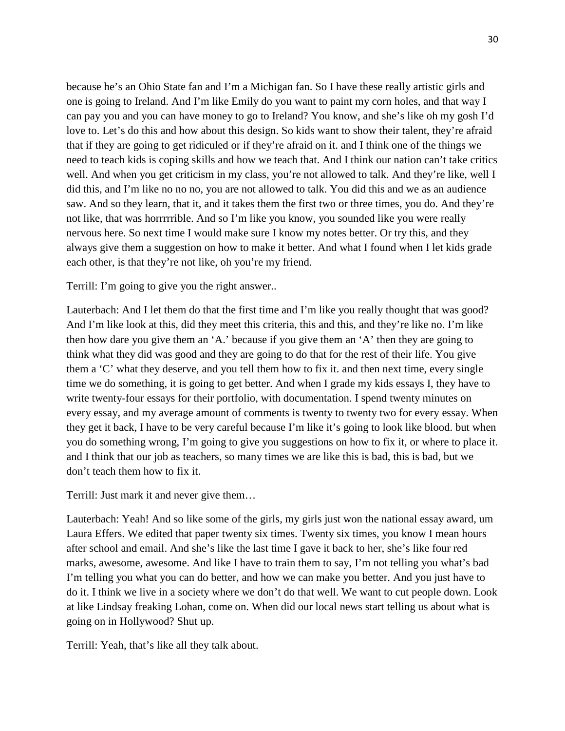because he's an Ohio State fan and I'm a Michigan fan. So I have these really artistic girls and one is going to Ireland. And I'm like Emily do you want to paint my corn holes, and that way I can pay you and you can have money to go to Ireland? You know, and she's like oh my gosh I'd love to. Let's do this and how about this design. So kids want to show their talent, they're afraid that if they are going to get ridiculed or if they're afraid on it. and I think one of the things we need to teach kids is coping skills and how we teach that. And I think our nation can't take critics well. And when you get criticism in my class, you're not allowed to talk. And they're like, well I did this, and I'm like no no no, you are not allowed to talk. You did this and we as an audience saw. And so they learn, that it, and it takes them the first two or three times, you do. And they're not like, that was horrrrrible. And so I'm like you know, you sounded like you were really nervous here. So next time I would make sure I know my notes better. Or try this, and they always give them a suggestion on how to make it better. And what I found when I let kids grade each other, is that they're not like, oh you're my friend.

Terrill: I'm going to give you the right answer..

Lauterbach: And I let them do that the first time and I'm like you really thought that was good? And I'm like look at this, did they meet this criteria, this and this, and they're like no. I'm like then how dare you give them an 'A.' because if you give them an 'A' then they are going to think what they did was good and they are going to do that for the rest of their life. You give them a 'C' what they deserve, and you tell them how to fix it. and then next time, every single time we do something, it is going to get better. And when I grade my kids essays I, they have to write twenty-four essays for their portfolio, with documentation. I spend twenty minutes on every essay, and my average amount of comments is twenty to twenty two for every essay. When they get it back, I have to be very careful because I'm like it's going to look like blood. but when you do something wrong, I'm going to give you suggestions on how to fix it, or where to place it. and I think that our job as teachers, so many times we are like this is bad, this is bad, but we don't teach them how to fix it.

Terrill: Just mark it and never give them…

Lauterbach: Yeah! And so like some of the girls, my girls just won the national essay award, um Laura Effers. We edited that paper twenty six times. Twenty six times, you know I mean hours after school and email. And she's like the last time I gave it back to her, she's like four red marks, awesome, awesome. And like I have to train them to say, I'm not telling you what's bad I'm telling you what you can do better, and how we can make you better. And you just have to do it. I think we live in a society where we don't do that well. We want to cut people down. Look at like Lindsay freaking Lohan, come on. When did our local news start telling us about what is going on in Hollywood? Shut up.

Terrill: Yeah, that's like all they talk about.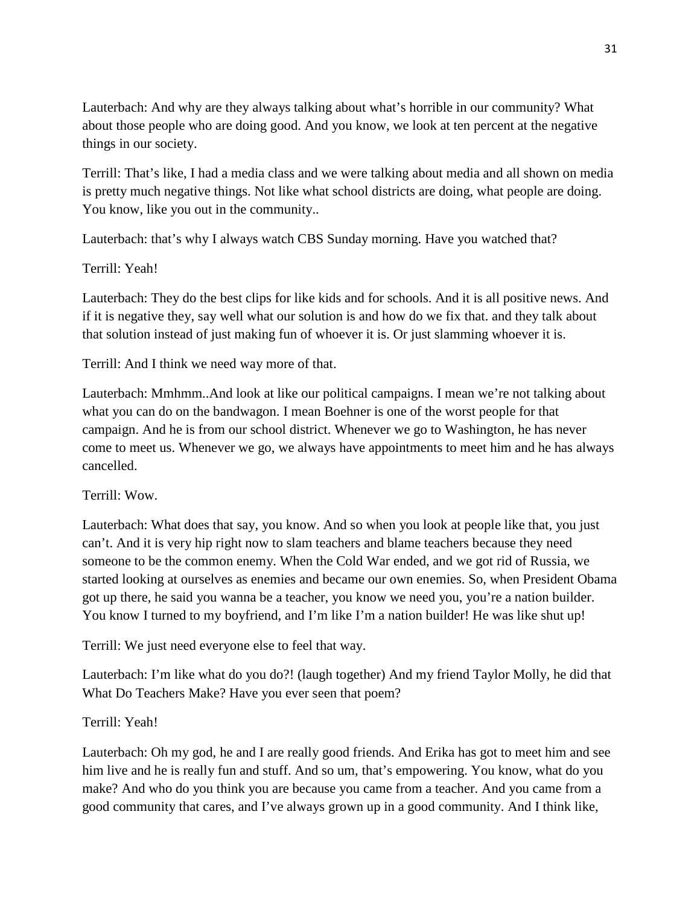Lauterbach: And why are they always talking about what's horrible in our community? What about those people who are doing good. And you know, we look at ten percent at the negative things in our society.

Terrill: That's like, I had a media class and we were talking about media and all shown on media is pretty much negative things. Not like what school districts are doing, what people are doing. You know, like you out in the community..

Lauterbach: that's why I always watch CBS Sunday morning. Have you watched that?

Terrill: Yeah!

Lauterbach: They do the best clips for like kids and for schools. And it is all positive news. And if it is negative they, say well what our solution is and how do we fix that. and they talk about that solution instead of just making fun of whoever it is. Or just slamming whoever it is.

Terrill: And I think we need way more of that.

Lauterbach: Mmhmm..And look at like our political campaigns. I mean we're not talking about what you can do on the bandwagon. I mean Boehner is one of the worst people for that campaign. And he is from our school district. Whenever we go to Washington, he has never come to meet us. Whenever we go, we always have appointments to meet him and he has always cancelled.

Terrill: Wow.

Lauterbach: What does that say, you know. And so when you look at people like that, you just can't. And it is very hip right now to slam teachers and blame teachers because they need someone to be the common enemy. When the Cold War ended, and we got rid of Russia, we started looking at ourselves as enemies and became our own enemies. So, when President Obama got up there, he said you wanna be a teacher, you know we need you, you're a nation builder. You know I turned to my boyfriend, and I'm like I'm a nation builder! He was like shut up!

Terrill: We just need everyone else to feel that way.

Lauterbach: I'm like what do you do?! (laugh together) And my friend Taylor Molly, he did that What Do Teachers Make? Have you ever seen that poem?

Terrill: Yeah!

Lauterbach: Oh my god, he and I are really good friends. And Erika has got to meet him and see him live and he is really fun and stuff. And so um, that's empowering. You know, what do you make? And who do you think you are because you came from a teacher. And you came from a good community that cares, and I've always grown up in a good community. And I think like,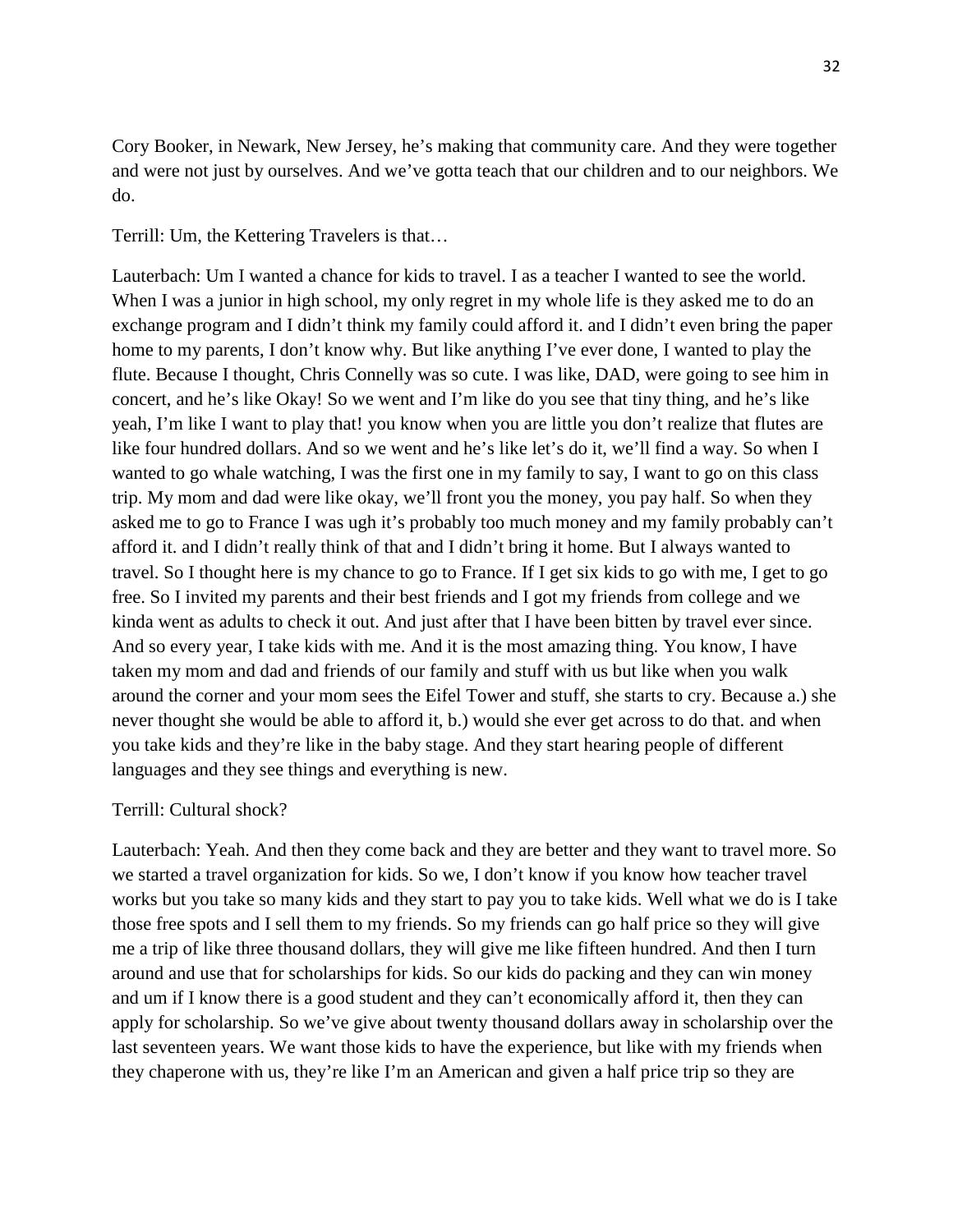Cory Booker, in Newark, New Jersey, he's making that community care. And they were together and were not just by ourselves. And we've gotta teach that our children and to our neighbors. We do.

Terrill: Um, the Kettering Travelers is that…

Lauterbach: Um I wanted a chance for kids to travel. I as a teacher I wanted to see the world. When I was a junior in high school, my only regret in my whole life is they asked me to do an exchange program and I didn't think my family could afford it. and I didn't even bring the paper home to my parents, I don't know why. But like anything I've ever done, I wanted to play the flute. Because I thought, Chris Connelly was so cute. I was like, DAD, were going to see him in concert, and he's like Okay! So we went and I'm like do you see that tiny thing, and he's like yeah, I'm like I want to play that! you know when you are little you don't realize that flutes are like four hundred dollars. And so we went and he's like let's do it, we'll find a way. So when I wanted to go whale watching, I was the first one in my family to say, I want to go on this class trip. My mom and dad were like okay, we'll front you the money, you pay half. So when they asked me to go to France I was ugh it's probably too much money and my family probably can't afford it. and I didn't really think of that and I didn't bring it home. But I always wanted to travel. So I thought here is my chance to go to France. If I get six kids to go with me, I get to go free. So I invited my parents and their best friends and I got my friends from college and we kinda went as adults to check it out. And just after that I have been bitten by travel ever since. And so every year, I take kids with me. And it is the most amazing thing. You know, I have taken my mom and dad and friends of our family and stuff with us but like when you walk around the corner and your mom sees the Eifel Tower and stuff, she starts to cry. Because a.) she never thought she would be able to afford it, b.) would she ever get across to do that. and when you take kids and they're like in the baby stage. And they start hearing people of different languages and they see things and everything is new.

Terrill: Cultural shock?

Lauterbach: Yeah. And then they come back and they are better and they want to travel more. So we started a travel organization for kids. So we, I don't know if you know how teacher travel works but you take so many kids and they start to pay you to take kids. Well what we do is I take those free spots and I sell them to my friends. So my friends can go half price so they will give me a trip of like three thousand dollars, they will give me like fifteen hundred. And then I turn around and use that for scholarships for kids. So our kids do packing and they can win money and um if I know there is a good student and they can't economically afford it, then they can apply for scholarship. So we've give about twenty thousand dollars away in scholarship over the last seventeen years. We want those kids to have the experience, but like with my friends when they chaperone with us, they're like I'm an American and given a half price trip so they are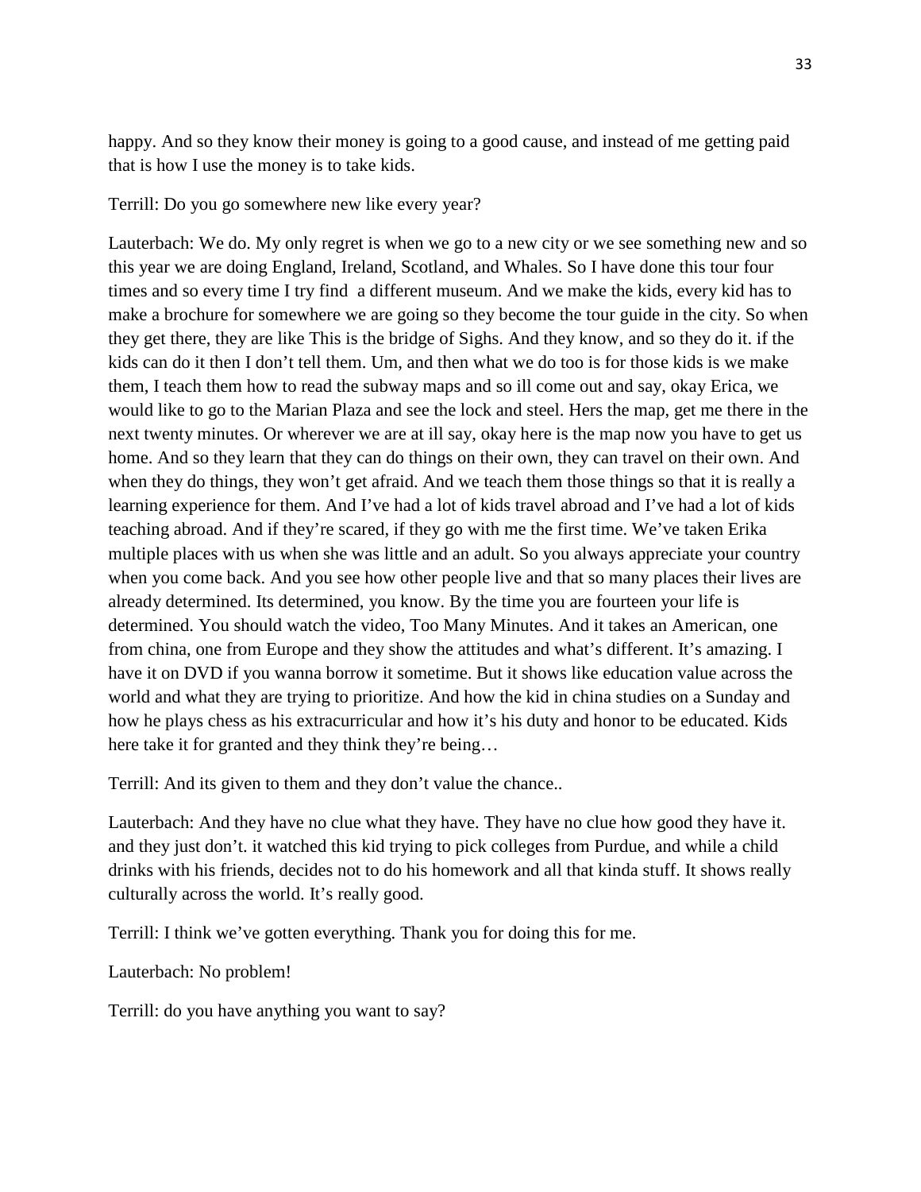happy. And so they know their money is going to a good cause, and instead of me getting paid that is how I use the money is to take kids.

Terrill: Do you go somewhere new like every year?

Lauterbach: We do. My only regret is when we go to a new city or we see something new and so this year we are doing England, Ireland, Scotland, and Whales. So I have done this tour four times and so every time I try find  a different museum. And we make the kids, every kid has to make a brochure for somewhere we are going so they become the tour guide in the city. So when they get there, they are like This is the bridge of Sighs. And they know, and so they do it. if the kids can do it then I don't tell them. Um, and then what we do too is for those kids is we make them, I teach them how to read the subway maps and so ill come out and say, okay Erica, we would like to go to the Marian Plaza and see the lock and steel. Hers the map, get me there in the next twenty minutes. Or wherever we are at ill say, okay here is the map now you have to get us home. And so they learn that they can do things on their own, they can travel on their own. And when they do things, they won't get afraid. And we teach them those things so that it is really a learning experience for them. And I've had a lot of kids travel abroad and I've had a lot of kids teaching abroad. And if they're scared, if they go with me the first time. We've taken Erika multiple places with us when she was little and an adult. So you always appreciate your country when you come back. And you see how other people live and that so many places their lives are already determined. Its determined, you know. By the time you are fourteen your life is determined. You should watch the video, Too Many Minutes. And it takes an American, one from china, one from Europe and they show the attitudes and what's different. It's amazing. I have it on DVD if you wanna borrow it sometime. But it shows like education value across the world and what they are trying to prioritize. And how the kid in china studies on a Sunday and how he plays chess as his extracurricular and how it's his duty and honor to be educated. Kids here take it for granted and they think they're being…

Terrill: And its given to them and they don't value the chance..

Lauterbach: And they have no clue what they have. They have no clue how good they have it. and they just don't. it watched this kid trying to pick colleges from Purdue, and while a child drinks with his friends, decides not to do his homework and all that kinda stuff. It shows really culturally across the world. It's really good.

Terrill: I think we've gotten everything. Thank you for doing this for me.

Lauterbach: No problem!

Terrill: do you have anything you want to say?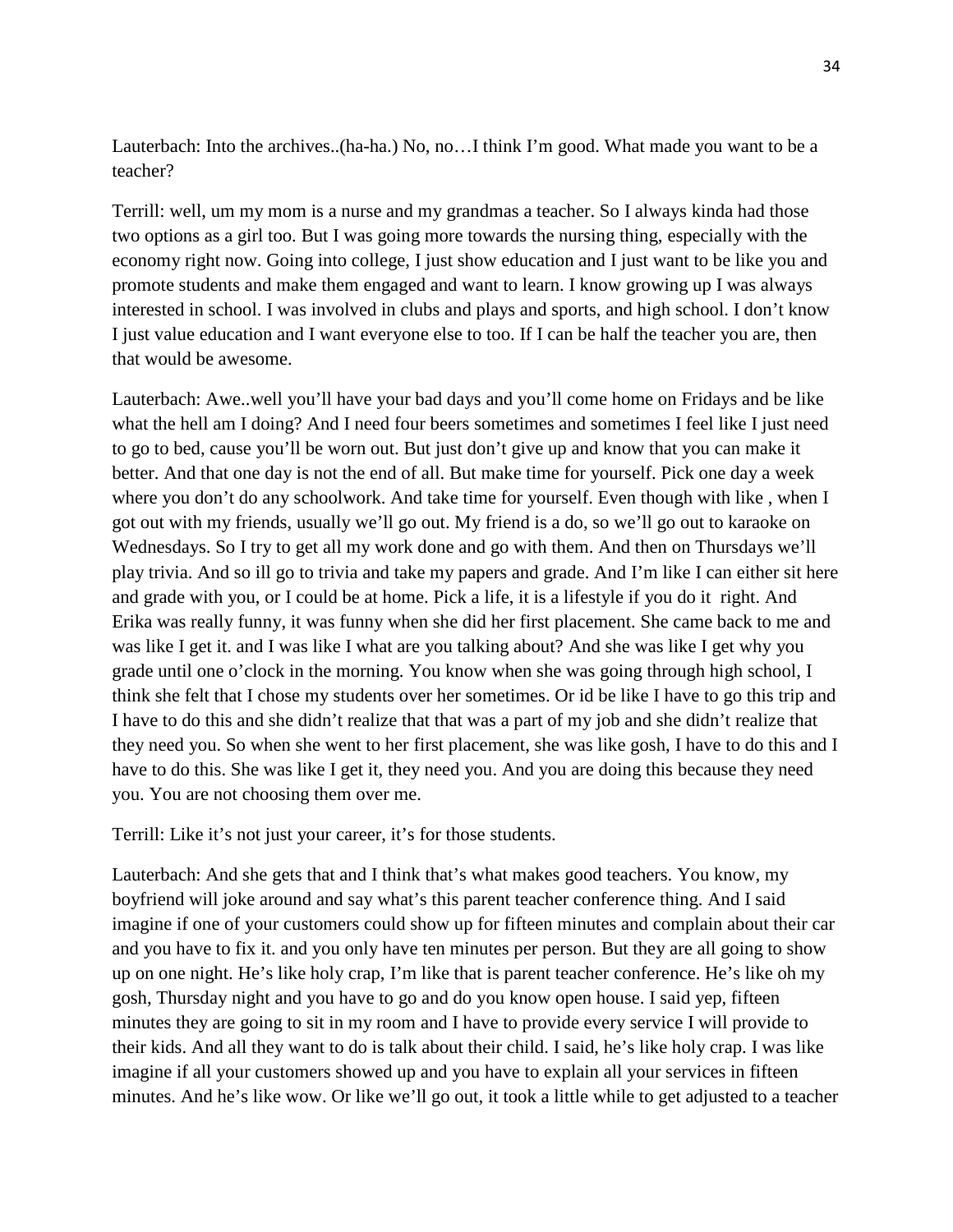Lauterbach: Into the archives..(ha-ha.) No, no…I think I'm good. What made you want to be a teacher?

Terrill: well, um my mom is a nurse and my grandmas a teacher. So I always kinda had those two options as a girl too. But I was going more towards the nursing thing, especially with the economy right now. Going into college, I just show education and I just want to be like you and promote students and make them engaged and want to learn. I know growing up I was always interested in school. I was involved in clubs and plays and sports, and high school. I don't know I just value education and I want everyone else to too. If I can be half the teacher you are, then that would be awesome.

Lauterbach: Awe..well you'll have your bad days and you'll come home on Fridays and be like what the hell am I doing? And I need four beers sometimes and sometimes I feel like I just need to go to bed, cause you'll be worn out. But just don't give up and know that you can make it better. And that one day is not the end of all. But make time for yourself. Pick one day a week where you don't do any schoolwork. And take time for yourself. Even though with like , when I got out with my friends, usually we'll go out. My friend is a do, so we'll go out to karaoke on Wednesdays. So I try to get all my work done and go with them. And then on Thursdays we'll play trivia. And so ill go to trivia and take my papers and grade. And I'm like I can either sit here and grade with you, or I could be at home. Pick a life, it is a lifestyle if you do it right. And Erika was really funny, it was funny when she did her first placement. She came back to me and was like I get it. and I was like I what are you talking about? And she was like I get why you grade until one o'clock in the morning. You know when she was going through high school, I think she felt that I chose my students over her sometimes. Or id be like I have to go this trip and I have to do this and she didn't realize that that was a part of my job and she didn't realize that they need you. So when she went to her first placement, she was like gosh, I have to do this and I have to do this. She was like I get it, they need you. And you are doing this because they need you. You are not choosing them over me.

Terrill: Like it's not just your career, it's for those students.

Lauterbach: And she gets that and I think that's what makes good teachers. You know, my boyfriend will joke around and say what's this parent teacher conference thing. And I said imagine if one of your customers could show up for fifteen minutes and complain about their car and you have to fix it. and you only have ten minutes per person. But they are all going to show up on one night. He's like holy crap, I'm like that is parent teacher conference. He's like oh my gosh, Thursday night and you have to go and do you know open house. I said yep, fifteen minutes they are going to sit in my room and I have to provide every service I will provide to their kids. And all they want to do is talk about their child. I said, he's like holy crap. I was like imagine if all your customers showed up and you have to explain all your services in fifteen minutes. And he's like wow. Or like we'll go out, it took a little while to get adjusted to a teacher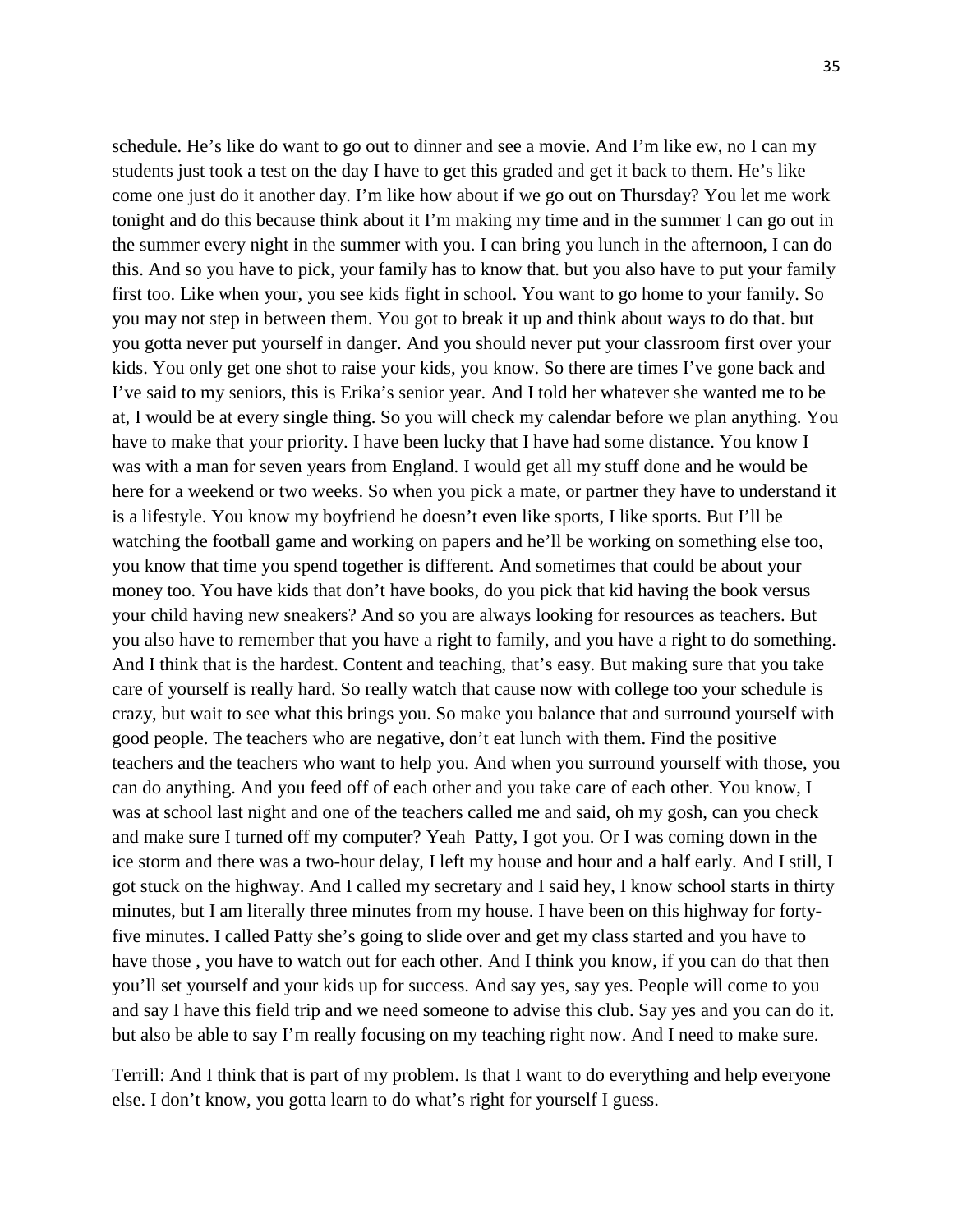schedule. He's like do want to go out to dinner and see a movie. And I'm like ew, no I can my students just took a test on the day I have to get this graded and get it back to them. He's like come one just do it another day. I'm like how about if we go out on Thursday? You let me work tonight and do this because think about it I'm making my time and in the summer I can go out in the summer every night in the summer with you. I can bring you lunch in the afternoon, I can do this. And so you have to pick, your family has to know that. but you also have to put your family first too. Like when your, you see kids fight in school. You want to go home to your family. So you may not step in between them. You got to break it up and think about ways to do that. but you gotta never put yourself in danger. And you should never put your classroom first over your kids. You only get one shot to raise your kids, you know. So there are times I've gone back and I've said to my seniors, this is Erika's senior year. And I told her whatever she wanted me to be at, I would be at every single thing. So you will check my calendar before we plan anything. You have to make that your priority. I have been lucky that I have had some distance. You know I was with a man for seven years from England. I would get all my stuff done and he would be here for a weekend or two weeks. So when you pick a mate, or partner they have to understand it is a lifestyle. You know my boyfriend he doesn't even like sports, I like sports. But I'll be watching the football game and working on papers and he'll be working on something else too, you know that time you spend together is different. And sometimes that could be about your money too. You have kids that don't have books, do you pick that kid having the book versus your child having new sneakers? And so you are always looking for resources as teachers. But you also have to remember that you have a right to family, and you have a right to do something. And I think that is the hardest. Content and teaching, that's easy. But making sure that you take care of yourself is really hard. So really watch that cause now with college too your schedule is crazy, but wait to see what this brings you. So make you balance that and surround yourself with good people. The teachers who are negative, don't eat lunch with them. Find the positive teachers and the teachers who want to help you. And when you surround yourself with those, you can do anything. And you feed off of each other and you take care of each other. You know, I was at school last night and one of the teachers called me and said, oh my gosh, can you check and make sure I turned off my computer? Yeah Patty, I got you. Or I was coming down in the ice storm and there was a two-hour delay, I left my house and hour and a half early. And I still, I got stuck on the highway. And I called my secretary and I said hey, I know school starts in thirty minutes, but I am literally three minutes from my house. I have been on this highway for forty-five minutes. I called Patty she's going to slide over and get my class started and you have to have those , you have to watch out for each other. And I think you know, if you can do that then you'll set yourself and your kids up for success. And say yes, say yes. People will come to you and say I have this field trip and we need someone to advise this club. Say yes and you can do it. but also be able to say I'm really focusing on my teaching right now. And I need to make sure.

Terrill: And I think that is part of my problem. Is that I want to do everything and help everyone else. I don't know, you gotta learn to do what's right for yourself I guess.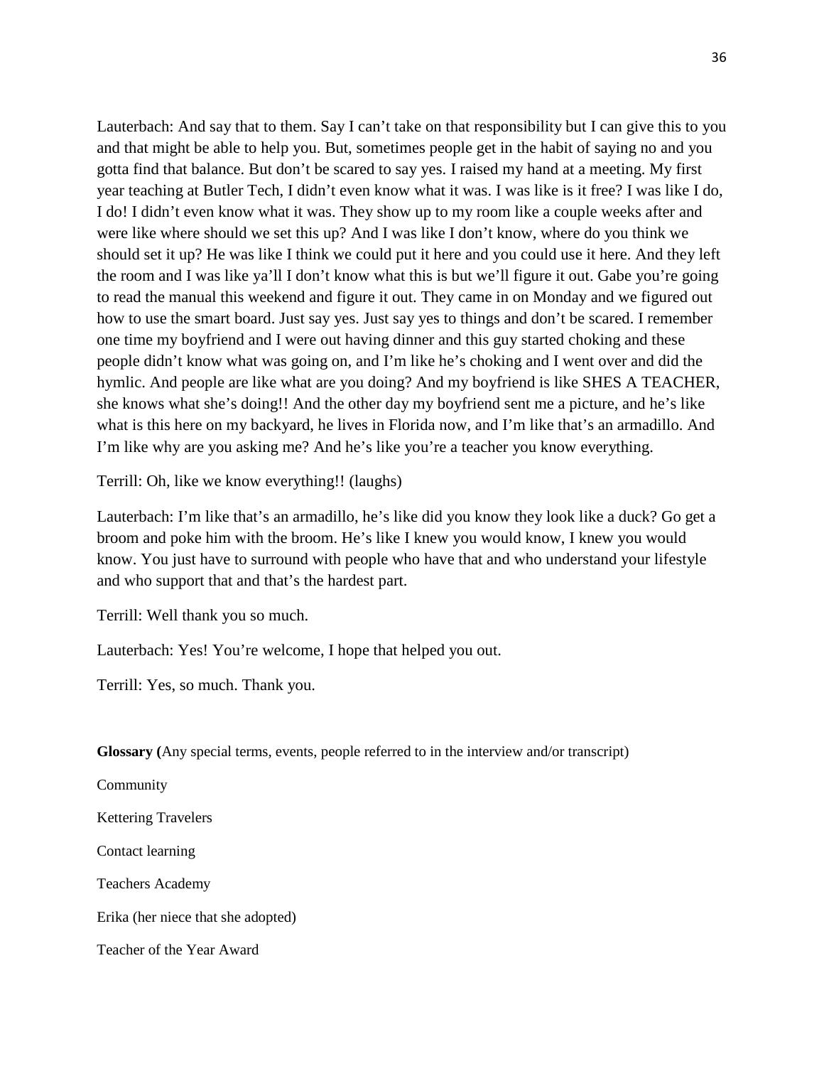Lauterbach: And say that to them. Say I can't take on that responsibility but I can give this to you and that might be able to help you. But, sometimes people get in the habit of saying no and you gotta find that balance. But don't be scared to say yes. I raised my hand at a meeting. My first year teaching at Butler Tech, I didn't even know what it was. I was like is it free? I was like I do, I do! I didn't even know what it was. They show up to my room like a couple weeks after and were like where should we set this up? And I was like I don't know, where do you think we should set it up? He was like I think we could put it here and you could use it here. And they left the room and I was like ya'll I don't know what this is but we'll figure it out. Gabe you're going to read the manual this weekend and figure it out. They came in on Monday and we figured out how to use the smart board. Just say yes. Just say yes to things and don't be scared. I remember one time my boyfriend and I were out having dinner and this guy started choking and these people didn't know what was going on, and I'm like he's choking and I went over and did the hymlic. And people are like what are you doing? And my boyfriend is like SHES A TEACHER, she knows what she's doing!! And the other day my boyfriend sent me a picture, and he's like what is this here on my backyard, he lives in Florida now, and I'm like that's an armadillo. And I'm like why are you asking me? And he's like you're a teacher you know everything.

Terrill: Oh, like we know everything!! (laughs)

Lauterbach: I'm like that's an armadillo, he's like did you know they look like a duck? Go get a broom and poke him with the broom. He's like I knew you would know, I knew you would know. You just have to surround with people who have that and who understand your lifestyle and who support that and that's the hardest part.

Terrill: Well thank you so much.

Lauterbach: Yes! You're welcome, I hope that helped you out.

Terrill: Yes, so much. Thank you.

**Glossary (**Any special terms, events, people referred to in the interview and/or transcript)

Community

Kettering Travelers

Contact learning

Teachers Academy

Erika (her niece that she adopted)

Teacher of the Year Award